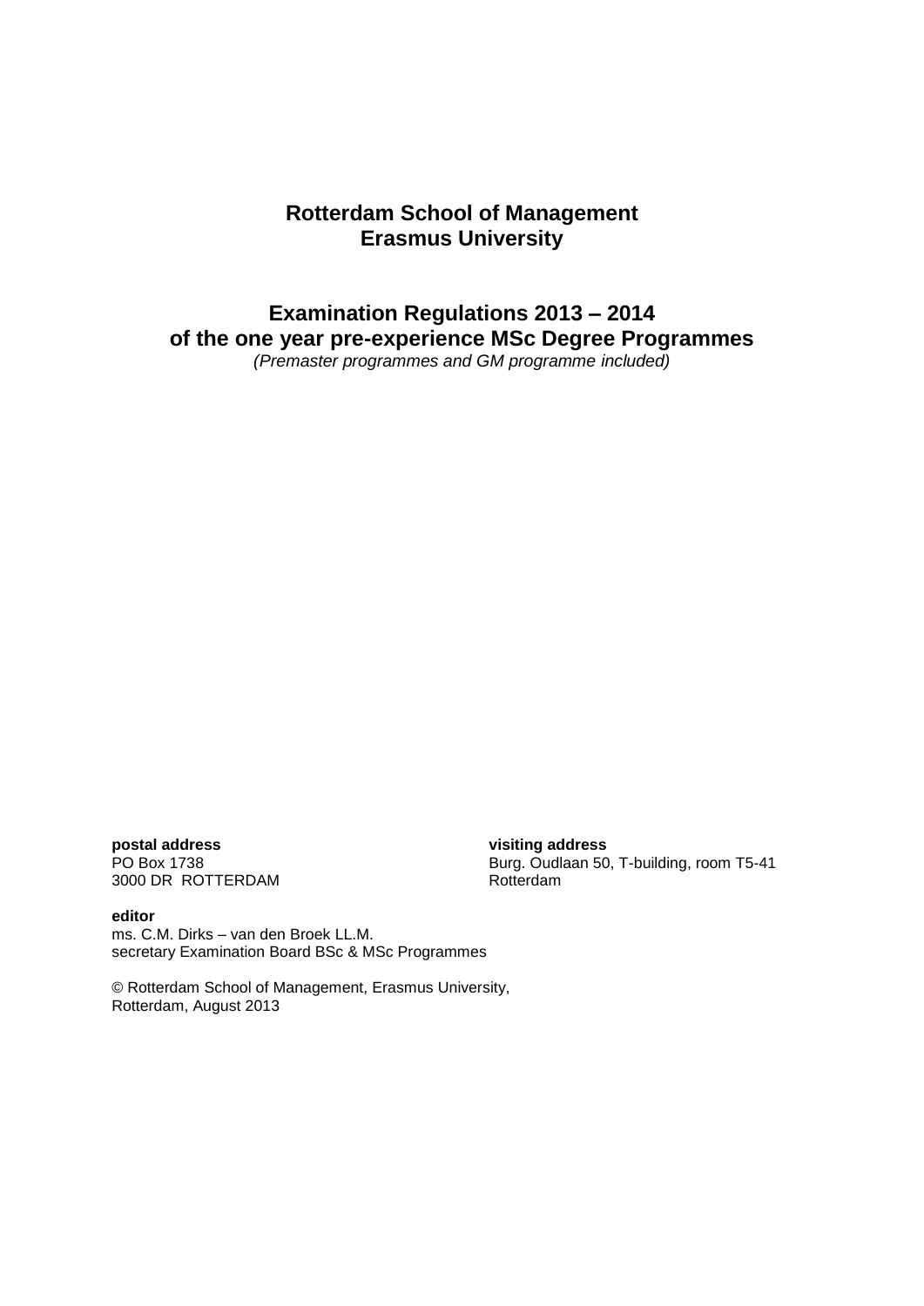# Rotterdam School of Management
# Erasmus University

## Examination Regulations 2013 – 2014
## of the one year pre-experience MSc Degree Programmes

*(Premaster programmes and GM programme included)*

**postal address**
PO Box 1738
3000 DR ROTTERDAM

**visiting address**
Burg. Oudlaan 50, T-building, room T5-41
Rotterdam

**editor**
ms. C.M. Dirks – van den Broek LL.M.
secretary Examination Board BSc & MSc Programmes

© Rotterdam School of Management, Erasmus University,
Rotterdam, August 2013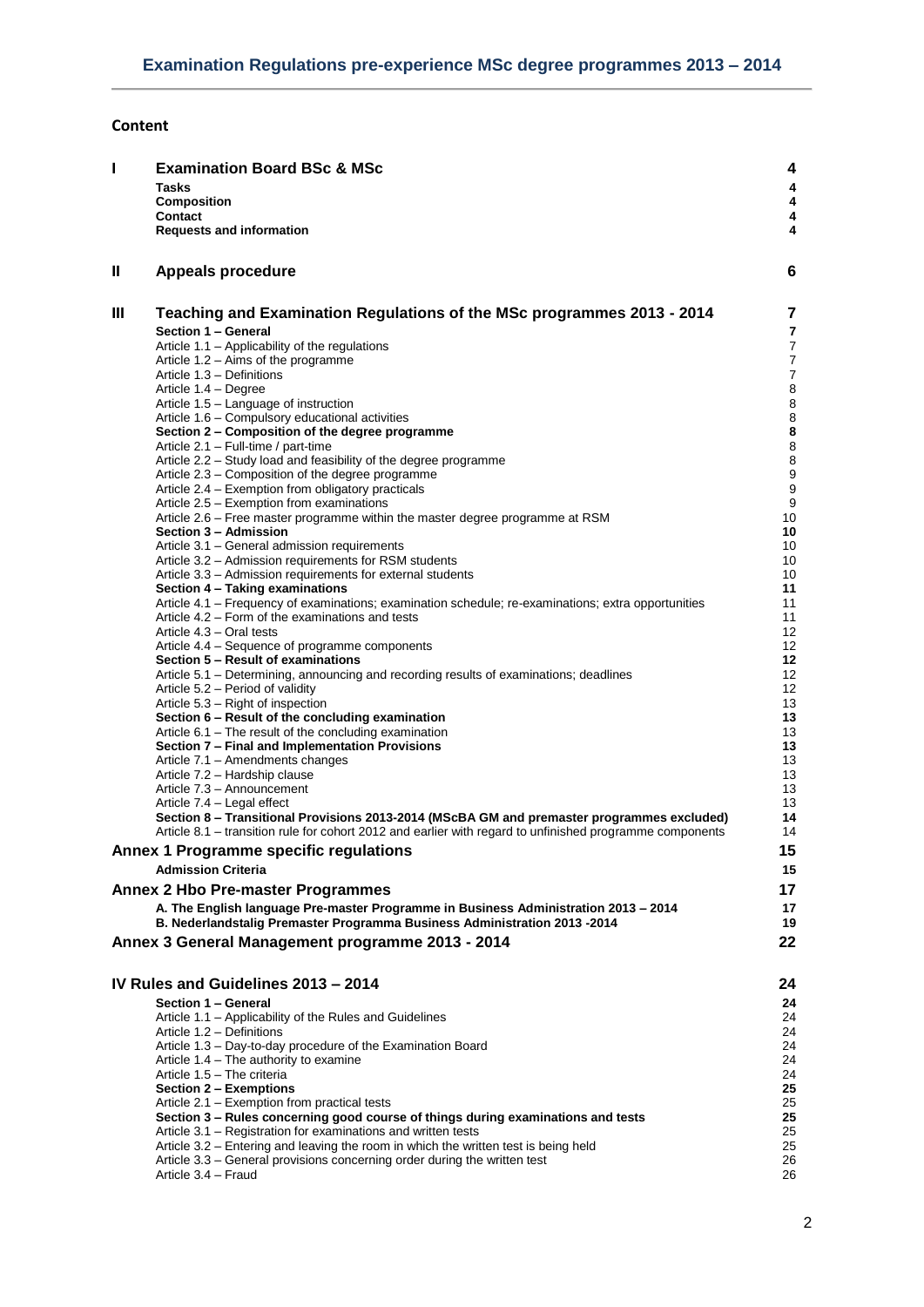**Content**

| | | |
|---|---|---|
| **I** | **Examination Board BSc & MSc** | **4** |
| | **Tasks** | **4** |
| | **Composition** | **4** |
| | **Contact** | **4** |
| | **Requests and information** | **4** |
| **II** | **Appeals procedure** | **6** |
| **III** | **Teaching and Examination Regulations of the MSc programmes 2013 - 2014** | **7** |
| | **Section 1 – General** | **7** |
| | Article 1.1 – Applicability of the regulations | 7 |
| | Article 1.2 – Aims of the programme | 7 |
| | Article 1.3 – Definitions | 7 |
| | Article 1.4 – Degree | 8 |
| | Article 1.5 – Language of instruction | 8 |
| | Article 1.6 – Compulsory educational activities | 8 |
| | **Section 2 – Composition of the degree programme** | **8** |
| | Article 2.1 – Full-time / part-time | 8 |
| | Article 2.2 – Study load and feasibility of the degree programme | 8 |
| | Article 2.3 – Composition of the degree programme | 9 |
| | Article 2.4 – Exemption from obligatory practicals | 9 |
| | Article 2.5 – Exemption from examinations | 9 |
| | Article 2.6 – Free master programme within the master degree programme at RSM | 10 |
| | **Section 3 – Admission** | **10** |
| | Article 3.1 – General admission requirements | 10 |
| | Article 3.2 – Admission requirements for RSM students | 10 |
| | Article 3.3 – Admission requirements for external students | 10 |
| | **Section 4 – Taking examinations** | **11** |
| | Article 4.1 – Frequency of examinations; examination schedule; re-examinations; extra opportunities | 11 |
| | Article 4.2 – Form of the examinations and tests | 11 |
| | Article 4.3 – Oral tests | 12 |
| | Article 4.4 – Sequence of programme components | 12 |
| | **Section 5 – Result of examinations** | **12** |
| | Article 5.1 – Determining, announcing and recording results of examinations; deadlines | 12 |
| | Article 5.2 – Period of validity | 12 |
| | Article 5.3 – Right of inspection | 13 |
| | **Section 6 – Result of the concluding examination** | **13** |
| | Article 6.1 – The result of the concluding examination | 13 |
| | **Section 7 – Final and Implementation Provisions** | **13** |
| | Article 7.1 – Amendments changes | 13 |
| | Article 7.2 – Hardship clause | 13 |
| | Article 7.3 – Announcement | 13 |
| | Article 7.4 – Legal effect | 13 |
| | **Section 8 – Transitional Provisions 2013-2014 (MScBA GM and premaster programmes excluded)** | **14** |
| | Article 8.1 – transition rule for cohort 2012 and earlier with regard to unfinished programme components | 14 |
| **Annex 1 Programme specific regulations** | | **15** |
| | **Admission Criteria** | **15** |
| **Annex 2 Hbo Pre-master Programmes** | | **17** |
| | **A. The English language Pre-master Programme in Business Administration 2013 – 2014** | **17** |
| | **B. Nederlandstalig Premaster Programma Business Administration 2013 -2014** | **19** |
| **Annex 3 General Management programme 2013 - 2014** | | **22** |
| **IV Rules and Guidelines 2013 – 2014** | | **24** |
| | **Section 1 – General** | **24** |
| | Article 1.1 – Applicability of the Rules and Guidelines | 24 |
| | Article 1.2 – Definitions | 24 |
| | Article 1.3 – Day-to-day procedure of the Examination Board | 24 |
| | Article 1.4 – The authority to examine | 24 |
| | Article 1.5 – The criteria | 24 |
| | **Section 2 – Exemptions** | **25** |
| | Article 2.1 – Exemption from practical tests | 25 |
| | **Section 3 – Rules concerning good course of things during examinations and tests** | **25** |
| | Article 3.1 – Registration for examinations and written tests | 25 |
| | Article 3.2 – Entering and leaving the room in which the written test is being held | 25 |
| | Article 3.3 – General provisions concerning order during the written test | 26 |
| | Article 3.4 – Fraud | 26 |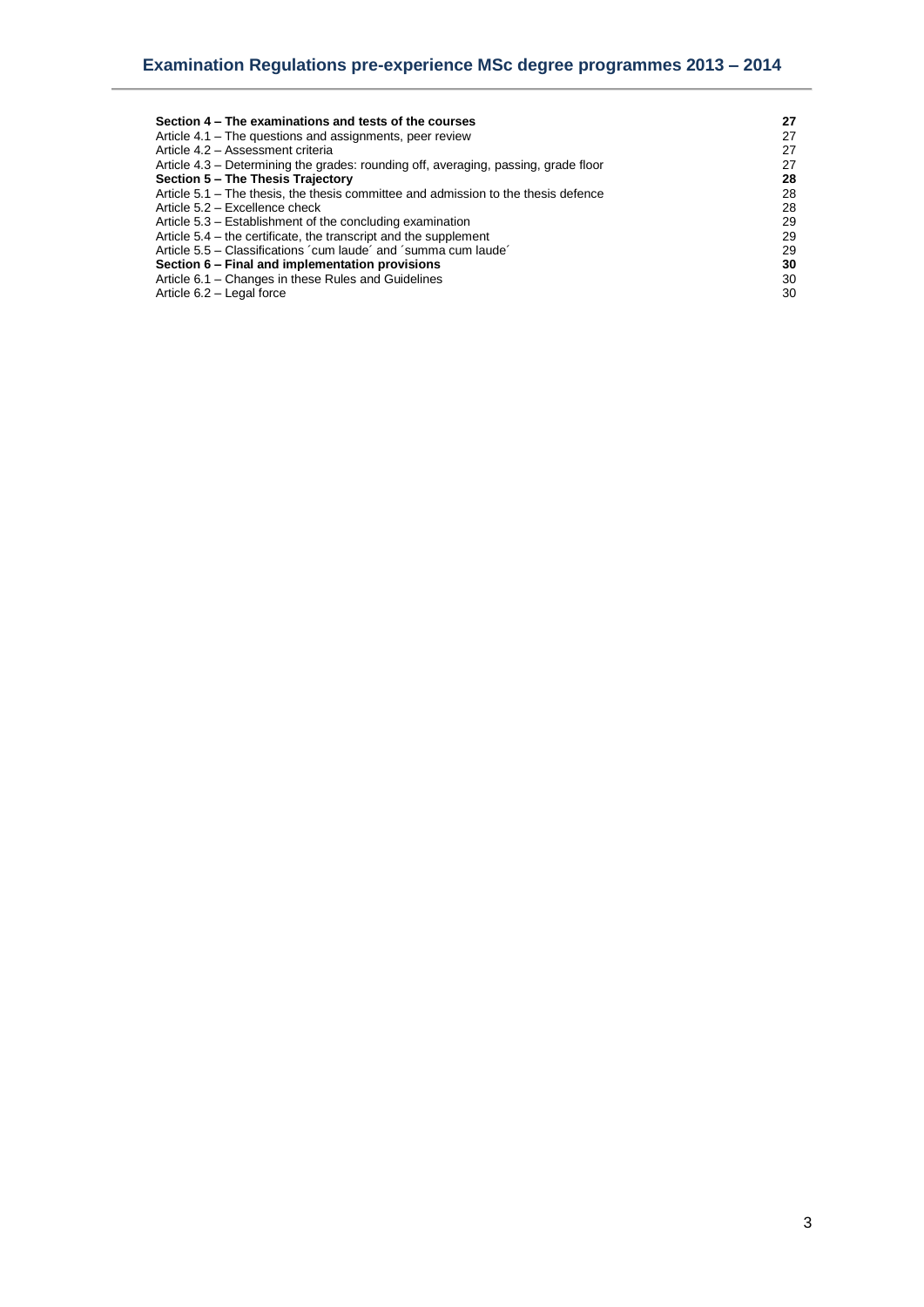| | |
|---|---|
| **Section 4 – The examinations and tests of the courses** | **27** |
| Article 4.1 – The questions and assignments, peer review | 27 |
| Article 4.2 – Assessment criteria | 27 |
| Article 4.3 – Determining the grades: rounding off, averaging, passing, grade floor | 27 |
| **Section 5 – The Thesis Trajectory** | **28** |
| Article 5.1 – The thesis, the thesis committee and admission to the thesis defence | 28 |
| Article 5.2 – Excellence check | 28 |
| Article 5.3 – Establishment of the concluding examination | 29 |
| Article 5.4 – the certificate, the transcript and the supplement | 29 |
| Article 5.5 – Classifications ´cum laude´ and ´summa cum laude´ | 29 |
| **Section 6 – Final and implementation provisions** | **30** |
| Article 6.1 – Changes in these Rules and Guidelines | 30 |
| Article 6.2 – Legal force | 30 |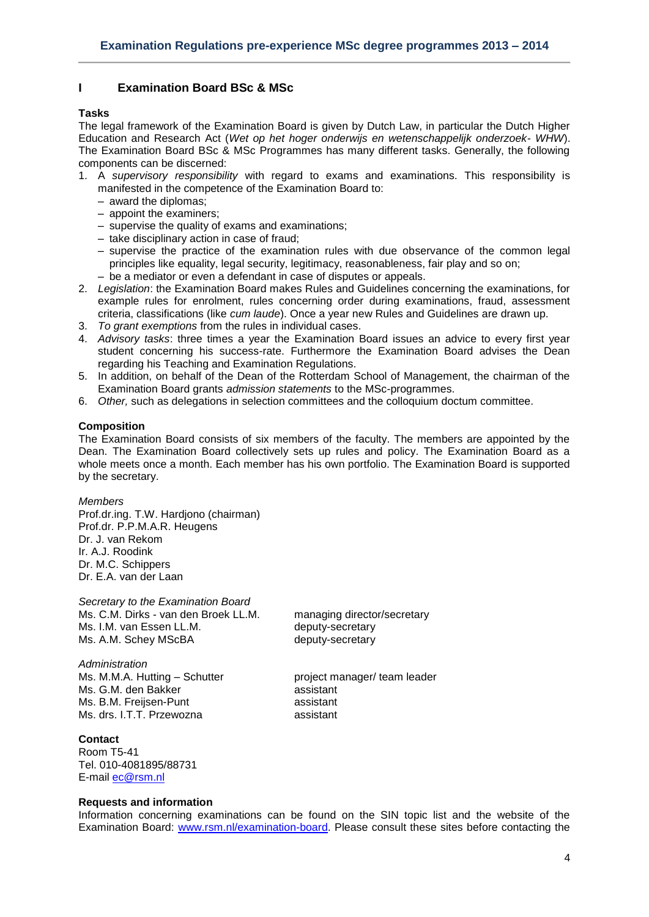## I Examination Board BSc & MSc

**Tasks**

The legal framework of the Examination Board is given by Dutch Law, in particular the Dutch Higher Education and Research Act (*Wet op het hoger onderwijs en wetenschappelijk onderzoek- WHW*). The Examination Board BSc & MSc Programmes has many different tasks. Generally, the following components can be discerned:

1. A *supervisory responsibility* with regard to exams and examinations. This responsibility is manifested in the competence of the Examination Board to:
   - award the diplomas;
   - appoint the examiners;
   - supervise the quality of exams and examinations;
   - take disciplinary action in case of fraud;
   - supervise the practice of the examination rules with due observance of the common legal principles like equality, legal security, legitimacy, reasonableness, fair play and so on;
   - be a mediator or even a defendant in case of disputes or appeals.
2. *Legislation*: the Examination Board makes Rules and Guidelines concerning the examinations, for example rules for enrolment, rules concerning order during examinations, fraud, assessment criteria, classifications (like *cum laude*). Once a year new Rules and Guidelines are drawn up.
3. *To grant exemptions* from the rules in individual cases.
4. *Advisory tasks*: three times a year the Examination Board issues an advice to every first year student concerning his success-rate. Furthermore the Examination Board advises the Dean regarding his Teaching and Examination Regulations.
5. In addition, on behalf of the Dean of the Rotterdam School of Management, the chairman of the Examination Board grants *admission statements* to the MSc-programmes.
6. *Other,* such as delegations in selection committees and the colloquium doctum committee.

**Composition**

The Examination Board consists of six members of the faculty. The members are appointed by the Dean. The Examination Board collectively sets up rules and policy. The Examination Board as a whole meets once a month. Each member has his own portfolio. The Examination Board is supported by the secretary.

*Members*

Prof.dr.ing. T.W. Hardjono (chairman)
Prof.dr. P.P.M.A.R. Heugens
Dr. J. van Rekom
Ir. A.J. Roodink
Dr. M.C. Schippers
Dr. E.A. van der Laan

*Secretary to the Examination Board*

| | |
|---|---|
| Ms. C.M. Dirks - van den Broek LL.M. | managing director/secretary |
| Ms. I.M. van Essen LL.M. | deputy-secretary |
| Ms. A.M. Schey MScBA | deputy-secretary |

*Administration*

| | |
|---|---|
| Ms. M.M.A. Hutting – Schutter | project manager/ team leader |
| Ms. G.M. den Bakker | assistant |
| Ms. B.M. Freijsen-Punt | assistant |
| Ms. drs. I.T.T. Przewozna | assistant |

**Contact**

Room T5-41
Tel. 010-4081895/88731
E-mail ec@rsm.nl

**Requests and information**

Information concerning examinations can be found on the SIN topic list and the website of the Examination Board: www.rsm.nl/examination-board. Please consult these sites before contacting the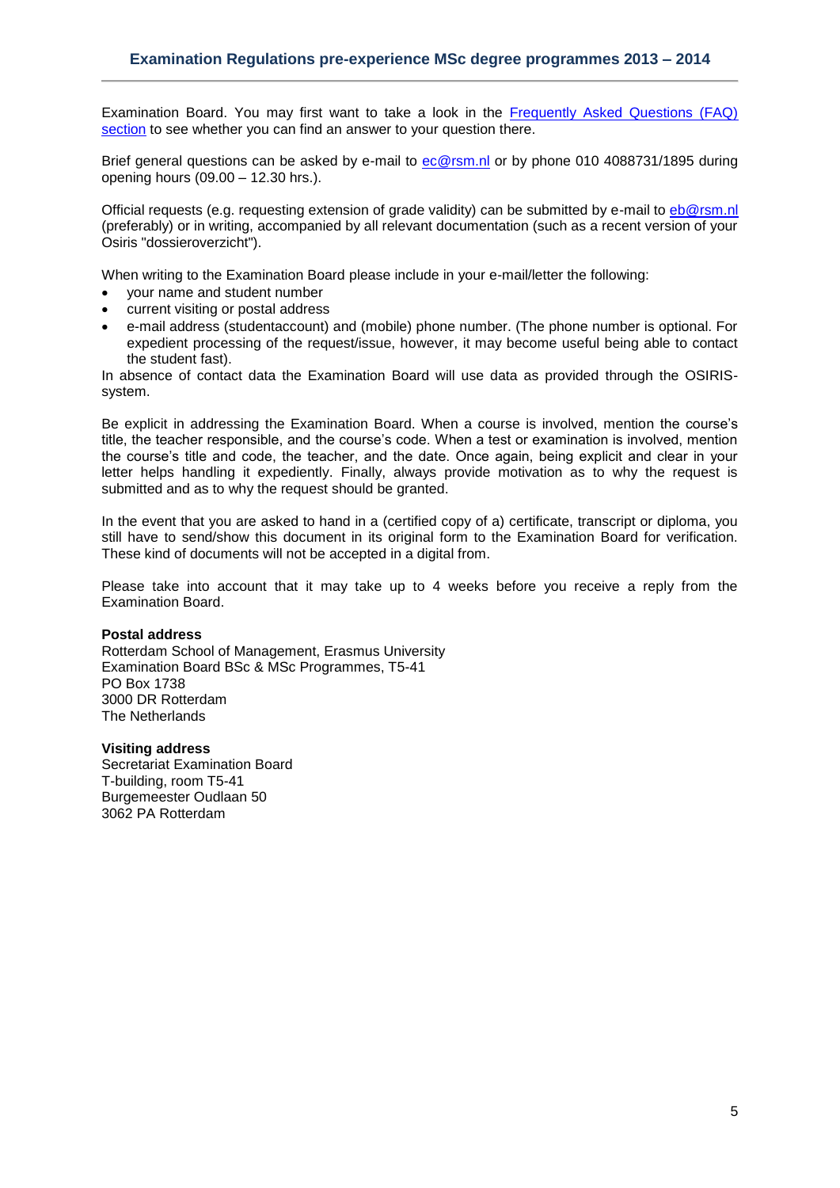Examination Board. You may first want to take a look in the [Frequently Asked Questions (FAQ) section](#) to see whether you can find an answer to your question there.

Brief general questions can be asked by e-mail to [ec@rsm.nl](mailto:ec@rsm.nl) or by phone 010 4088731/1895 during opening hours (09.00 – 12.30 hrs.).

Official requests (e.g. requesting extension of grade validity) can be submitted by e-mail to [eb@rsm.nl](mailto:eb@rsm.nl) (preferably) or in writing, accompanied by all relevant documentation (such as a recent version of your Osiris "dossieroverzicht").

When writing to the Examination Board please include in your e-mail/letter the following:

- your name and student number
- current visiting or postal address
- e-mail address (studentaccount) and (mobile) phone number. (The phone number is optional. For expedient processing of the request/issue, however, it may become useful being able to contact the student fast).

In absence of contact data the Examination Board will use data as provided through the OSIRIS-system.

Be explicit in addressing the Examination Board. When a course is involved, mention the course's title, the teacher responsible, and the course's code. When a test or examination is involved, mention the course's title and code, the teacher, and the date. Once again, being explicit and clear in your letter helps handling it expediently. Finally, always provide motivation as to why the request is submitted and as to why the request should be granted.

In the event that you are asked to hand in a (certified copy of a) certificate, transcript or diploma, you still have to send/show this document in its original form to the Examination Board for verification. These kind of documents will not be accepted in a digital from.

Please take into account that it may take up to 4 weeks before you receive a reply from the Examination Board.

**Postal address**
Rotterdam School of Management, Erasmus University
Examination Board BSc & MSc Programmes, T5-41
PO Box 1738
3000 DR Rotterdam
The Netherlands

**Visiting address**
Secretariat Examination Board
T-building, room T5-41
Burgemeester Oudlaan 50
3062 PA Rotterdam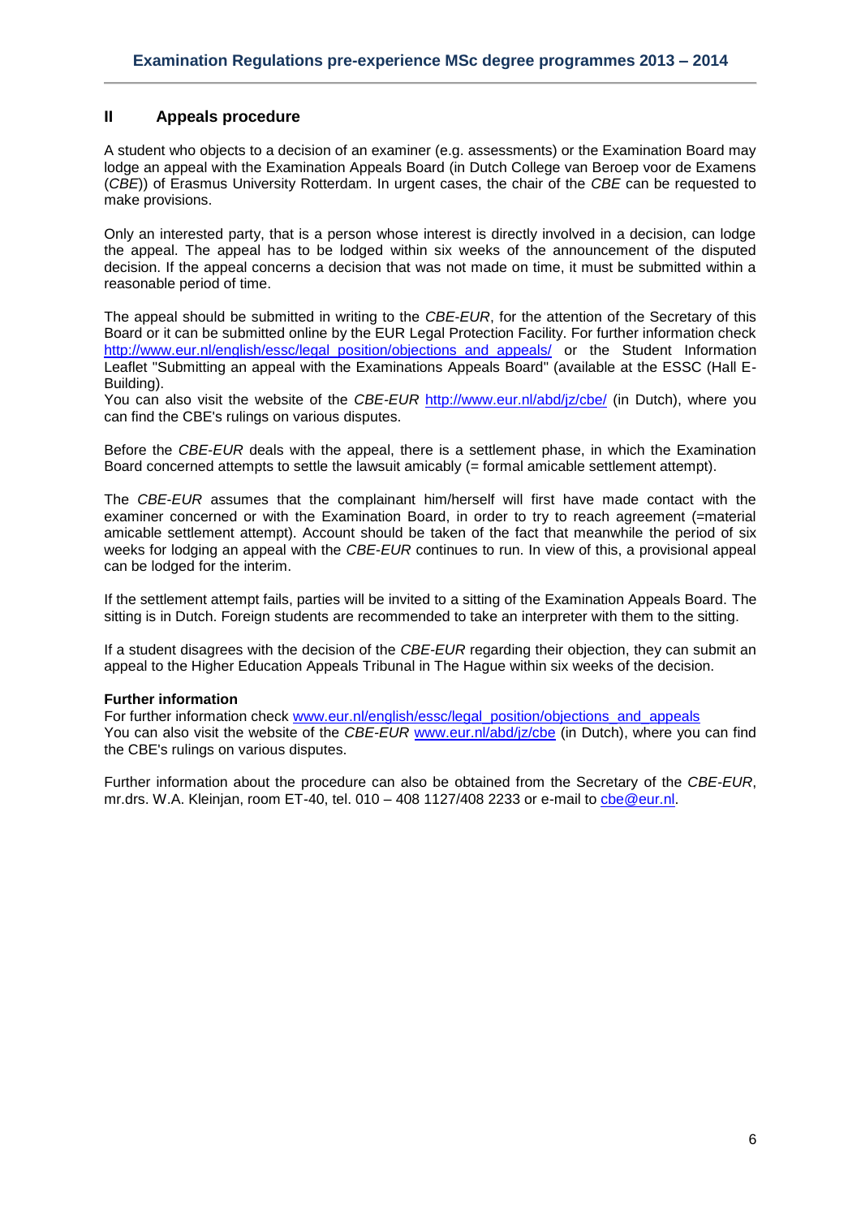## II Appeals procedure

A student who objects to a decision of an examiner (e.g. assessments) or the Examination Board may lodge an appeal with the Examination Appeals Board (in Dutch College van Beroep voor de Examens (*CBE*)) of Erasmus University Rotterdam. In urgent cases, the chair of the *CBE* can be requested to make provisions.

Only an interested party, that is a person whose interest is directly involved in a decision, can lodge the appeal. The appeal has to be lodged within six weeks of the announcement of the disputed decision. If the appeal concerns a decision that was not made on time, it must be submitted within a reasonable period of time.

The appeal should be submitted in writing to the *CBE-EUR*, for the attention of the Secretary of this Board or it can be submitted online by the EUR Legal Protection Facility. For further information check http://www.eur.nl/english/essc/legal_position/objections_and_appeals/ or the Student Information Leaflet "Submitting an appeal with the Examinations Appeals Board" (available at the ESSC (Hall E-Building).
You can also visit the website of the *CBE-EUR* http://www.eur.nl/abd/jz/cbe/ (in Dutch), where you can find the CBE's rulings on various disputes.

Before the *CBE-EUR* deals with the appeal, there is a settlement phase, in which the Examination Board concerned attempts to settle the lawsuit amicably (= formal amicable settlement attempt).

The *CBE-EUR* assumes that the complainant him/herself will first have made contact with the examiner concerned or with the Examination Board, in order to try to reach agreement (=material amicable settlement attempt). Account should be taken of the fact that meanwhile the period of six weeks for lodging an appeal with the *CBE-EUR* continues to run. In view of this, a provisional appeal can be lodged for the interim.

If the settlement attempt fails, parties will be invited to a sitting of the Examination Appeals Board. The sitting is in Dutch. Foreign students are recommended to take an interpreter with them to the sitting.

If a student disagrees with the decision of the *CBE-EUR* regarding their objection, they can submit an appeal to the Higher Education Appeals Tribunal in The Hague within six weeks of the decision.

**Further information**
For further information check www.eur.nl/english/essc/legal_position/objections_and_appeals
You can also visit the website of the *CBE-EUR* www.eur.nl/abd/jz/cbe (in Dutch), where you can find the CBE's rulings on various disputes.

Further information about the procedure can also be obtained from the Secretary of the *CBE-EUR*, mr.drs. W.A. Kleinjan, room ET-40, tel. 010 – 408 1127/408 2233 or e-mail to cbe@eur.nl.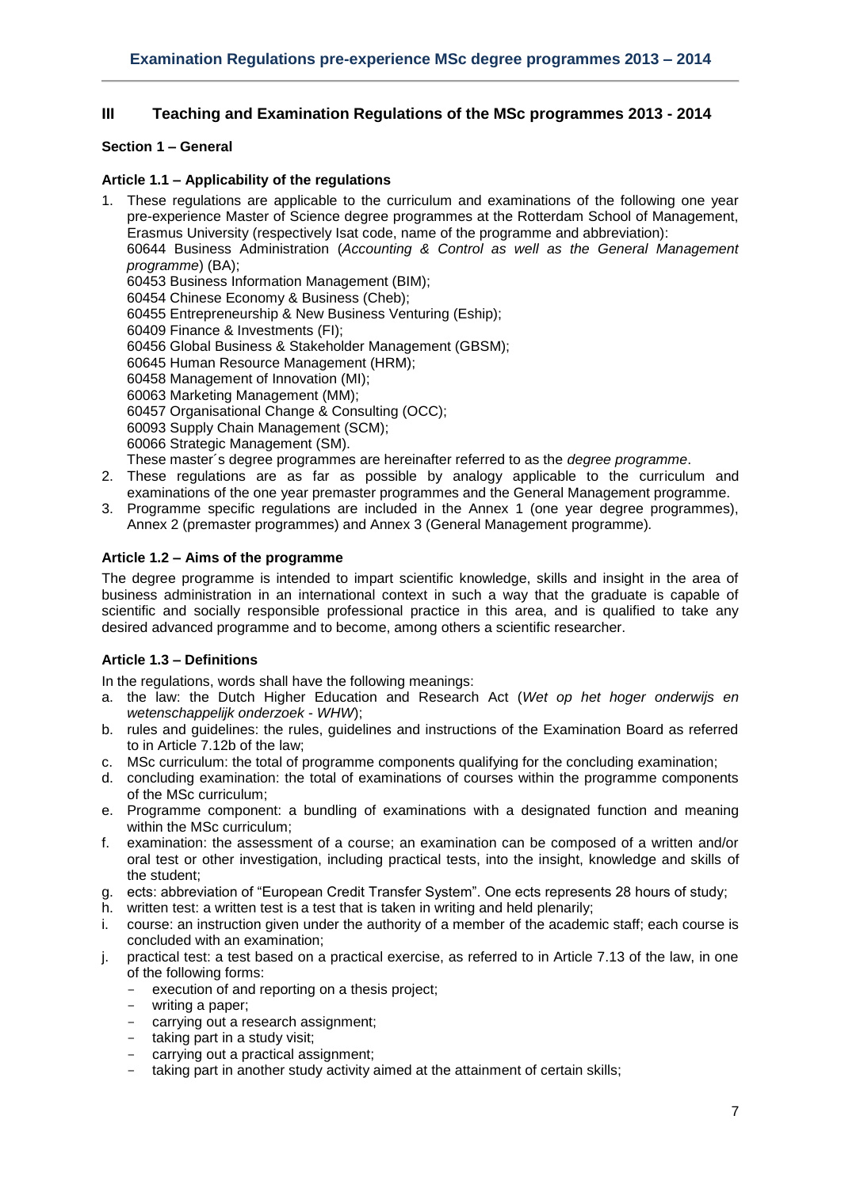## III Teaching and Examination Regulations of the MSc programmes 2013 - 2014

### Section 1 – General

#### Article 1.1 – Applicability of the regulations

1. These regulations are applicable to the curriculum and examinations of the following one year pre-experience Master of Science degree programmes at the Rotterdam School of Management, Erasmus University (respectively Isat code, name of the programme and abbreviation):
   60644 Business Administration (*Accounting & Control as well as the General Management programme*) (BA);
   60453 Business Information Management (BIM);
   60454 Chinese Economy & Business (Cheb);
   60455 Entrepreneurship & New Business Venturing (Eship);
   60409 Finance & Investments (FI);
   60456 Global Business & Stakeholder Management (GBSM);
   60645 Human Resource Management (HRM);
   60458 Management of Innovation (MI);
   60063 Marketing Management (MM);
   60457 Organisational Change & Consulting (OCC);
   60093 Supply Chain Management (SCM);
   60066 Strategic Management (SM).
   These master´s degree programmes are hereinafter referred to as the *degree programme*.
2. These regulations are as far as possible by analogy applicable to the curriculum and examinations of the one year premaster programmes and the General Management programme.
3. Programme specific regulations are included in the Annex 1 (one year degree programmes), Annex 2 (premaster programmes) and Annex 3 (General Management programme).

#### Article 1.2 – Aims of the programme

The degree programme is intended to impart scientific knowledge, skills and insight in the area of business administration in an international context in such a way that the graduate is capable of scientific and socially responsible professional practice in this area, and is qualified to take any desired advanced programme and to become, among others a scientific researcher.

#### Article 1.3 – Definitions

In the regulations, words shall have the following meanings:

a. the law: the Dutch Higher Education and Research Act (*Wet op het hoger onderwijs en wetenschappelijk onderzoek - WHW*);
b. rules and guidelines: the rules, guidelines and instructions of the Examination Board as referred to in Article 7.12b of the law;
c. MSc curriculum: the total of programme components qualifying for the concluding examination;
d. concluding examination: the total of examinations of courses within the programme components of the MSc curriculum;
e. Programme component: a bundling of examinations with a designated function and meaning within the MSc curriculum;
f. examination: the assessment of a course; an examination can be composed of a written and/or oral test or other investigation, including practical tests, into the insight, knowledge and skills of the student;
g. ects: abbreviation of "European Credit Transfer System". One ects represents 28 hours of study;
h. written test: a written test is a test that is taken in writing and held plenarily;
i. course: an instruction given under the authority of a member of the academic staff; each course is concluded with an examination;
j. practical test: a test based on a practical exercise, as referred to in Article 7.13 of the law, in one of the following forms:
   - execution of and reporting on a thesis project;
   - writing a paper;
   - carrying out a research assignment;
   - taking part in a study visit;
   - carrying out a practical assignment;
   - taking part in another study activity aimed at the attainment of certain skills;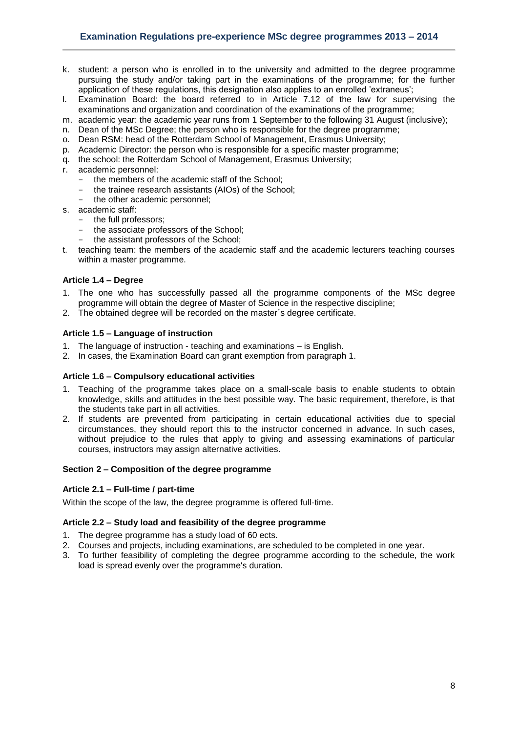k. student: a person who is enrolled in to the university and admitted to the degree programme pursuing the study and/or taking part in the examinations of the programme; for the further application of these regulations, this designation also applies to an enrolled 'extraneus';
l. Examination Board: the board referred to in Article 7.12 of the law for supervising the examinations and organization and coordination of the examinations of the programme;
m. academic year: the academic year runs from 1 September to the following 31 August (inclusive);
n. Dean of the MSc Degree; the person who is responsible for the degree programme;
o. Dean RSM: head of the Rotterdam School of Management, Erasmus University;
p. Academic Director: the person who is responsible for a specific master programme;
q. the school: the Rotterdam School of Management, Erasmus University;
r. academic personnel:
   - the members of the academic staff of the School;
   - the trainee research assistants (AIOs) of the School;
   - the other academic personnel;
s. academic staff:
   - the full professors;
   - the associate professors of the School;
   - the assistant professors of the School;
t. teaching team: the members of the academic staff and the academic lecturers teaching courses within a master programme.

**Article 1.4 – Degree**

1. The one who has successfully passed all the programme components of the MSc degree programme will obtain the degree of Master of Science in the respective discipline;
2. The obtained degree will be recorded on the master´s degree certificate.

**Article 1.5 – Language of instruction**

1. The language of instruction - teaching and examinations – is English.
2. In cases, the Examination Board can grant exemption from paragraph 1.

**Article 1.6 – Compulsory educational activities**

1. Teaching of the programme takes place on a small-scale basis to enable students to obtain knowledge, skills and attitudes in the best possible way. The basic requirement, therefore, is that the students take part in all activities.
2. If students are prevented from participating in certain educational activities due to special circumstances, they should report this to the instructor concerned in advance. In such cases, without prejudice to the rules that apply to giving and assessing examinations of particular courses, instructors may assign alternative activities.

## Section 2 – Composition of the degree programme

**Article 2.1 – Full-time / part-time**

Within the scope of the law, the degree programme is offered full-time.

**Article 2.2 – Study load and feasibility of the degree programme**

1. The degree programme has a study load of 60 ects.
2. Courses and projects, including examinations, are scheduled to be completed in one year.
3. To further feasibility of completing the degree programme according to the schedule, the work load is spread evenly over the programme's duration.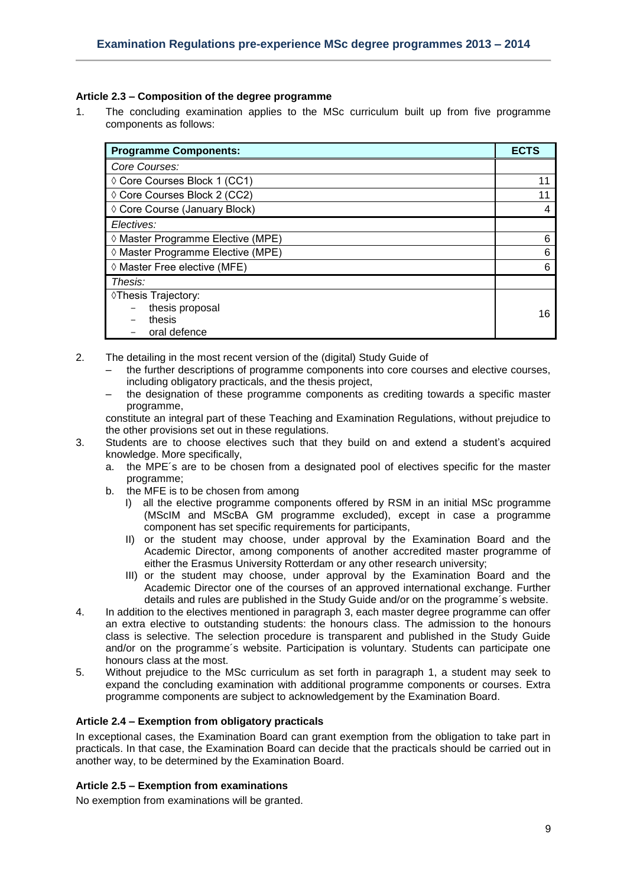### Article 2.3 – Composition of the degree programme

1. The concluding examination applies to the MSc curriculum built up from five programme components as follows:

| Programme Components: | ECTS |
|---|---|
| *Core Courses:* | |
| ◊ Core Courses Block 1 (CC1) | 11 |
| ◊ Core Courses Block 2 (CC2) | 11 |
| ◊ Core Course (January Block) | 4 |
| *Electives:* | |
| ◊ Master Programme Elective (MPE) | 6 |
| ◊ Master Programme Elective (MPE) | 6 |
| ◊ Master Free elective (MFE) | 6 |
| *Thesis:* | |
| ◊Thesis Trajectory:<br>- thesis proposal<br>- thesis<br>- oral defence | 16 |

2. The detailing in the most recent version of the (digital) Study Guide of
   - the further descriptions of programme components into core courses and elective courses, including obligatory practicals, and the thesis project,
   - the designation of these programme components as crediting towards a specific master programme,

   constitute an integral part of these Teaching and Examination Regulations, without prejudice to the other provisions set out in these regulations.
3. Students are to choose electives such that they build on and extend a student's acquired knowledge. More specifically,
   a. the MPE´s are to be chosen from a designated pool of electives specific for the master programme;
   b. the MFE is to be chosen from among
      I) all the elective programme components offered by RSM in an initial MSc programme (MScIM and MScBA GM programme excluded), except in case a programme component has set specific requirements for participants,
      II) or the student may choose, under approval by the Examination Board and the Academic Director, among components of another accredited master programme of either the Erasmus University Rotterdam or any other research university;
      III) or the student may choose, under approval by the Examination Board and the Academic Director one of the courses of an approved international exchange. Further details and rules are published in the Study Guide and/or on the programme´s website.
4. In addition to the electives mentioned in paragraph 3, each master degree programme can offer an extra elective to outstanding students: the honours class. The admission to the honours class is selective. The selection procedure is transparent and published in the Study Guide and/or on the programme´s website. Participation is voluntary. Students can participate one honours class at the most.
5. Without prejudice to the MSc curriculum as set forth in paragraph 1, a student may seek to expand the concluding examination with additional programme components or courses. Extra programme components are subject to acknowledgement by the Examination Board.

### Article 2.4 – Exemption from obligatory practicals

In exceptional cases, the Examination Board can grant exemption from the obligation to take part in practicals. In that case, the Examination Board can decide that the practicals should be carried out in another way, to be determined by the Examination Board.

### Article 2.5 – Exemption from examinations

No exemption from examinations will be granted.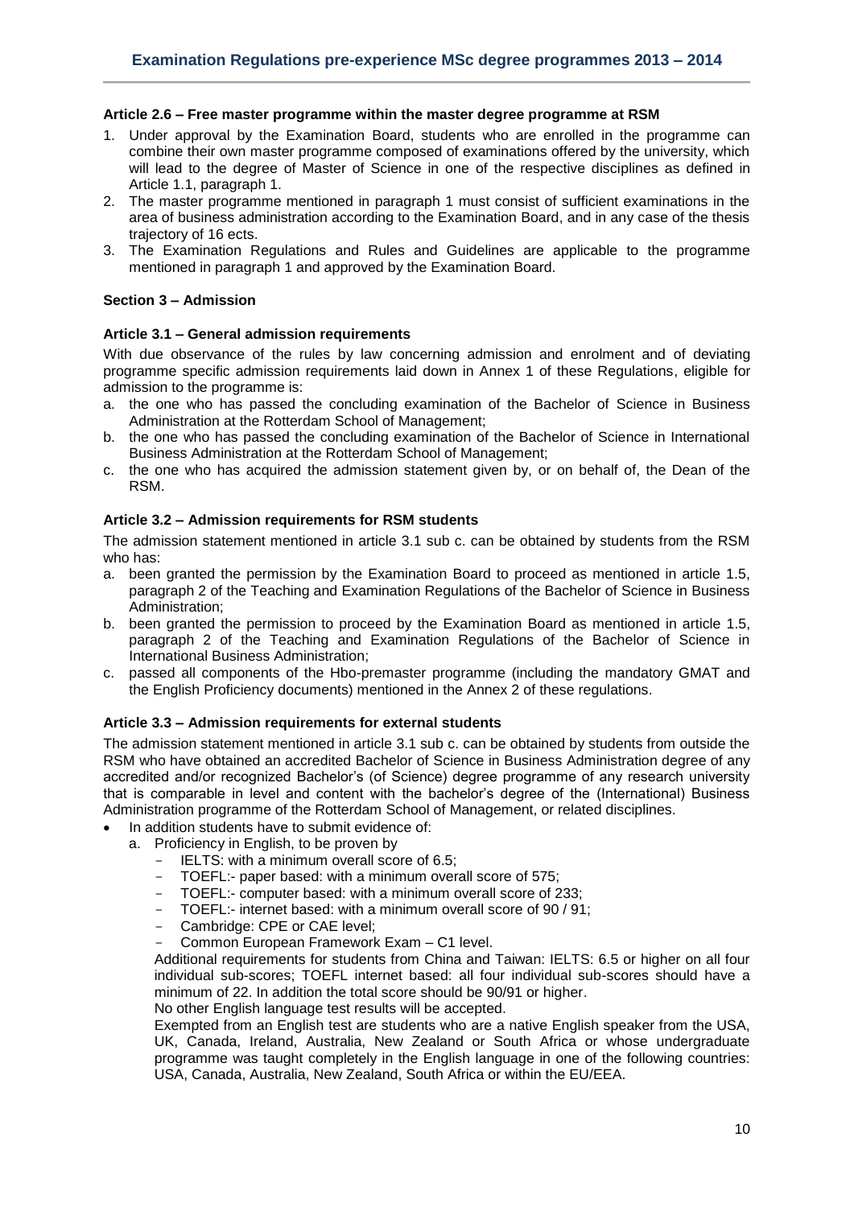#### Article 2.6 – Free master programme within the master degree programme at RSM

1. Under approval by the Examination Board, students who are enrolled in the programme can combine their own master programme composed of examinations offered by the university, which will lead to the degree of Master of Science in one of the respective disciplines as defined in Article 1.1, paragraph 1.
2. The master programme mentioned in paragraph 1 must consist of sufficient examinations in the area of business administration according to the Examination Board, and in any case of the thesis trajectory of 16 ects.
3. The Examination Regulations and Rules and Guidelines are applicable to the programme mentioned in paragraph 1 and approved by the Examination Board.

### Section 3 – Admission

#### Article 3.1 – General admission requirements

With due observance of the rules by law concerning admission and enrolment and of deviating programme specific admission requirements laid down in Annex 1 of these Regulations, eligible for admission to the programme is:

a. the one who has passed the concluding examination of the Bachelor of Science in Business Administration at the Rotterdam School of Management;
b. the one who has passed the concluding examination of the Bachelor of Science in International Business Administration at the Rotterdam School of Management;
c. the one who has acquired the admission statement given by, or on behalf of, the Dean of the RSM.

#### Article 3.2 – Admission requirements for RSM students

The admission statement mentioned in article 3.1 sub c. can be obtained by students from the RSM who has:

a. been granted the permission by the Examination Board to proceed as mentioned in article 1.5, paragraph 2 of the Teaching and Examination Regulations of the Bachelor of Science in Business Administration;
b. been granted the permission to proceed by the Examination Board as mentioned in article 1.5, paragraph 2 of the Teaching and Examination Regulations of the Bachelor of Science in International Business Administration;
c. passed all components of the Hbo-premaster programme (including the mandatory GMAT and the English Proficiency documents) mentioned in the Annex 2 of these regulations.

#### Article 3.3 – Admission requirements for external students

The admission statement mentioned in article 3.1 sub c. can be obtained by students from outside the RSM who have obtained an accredited Bachelor of Science in Business Administration degree of any accredited and/or recognized Bachelor's (of Science) degree programme of any research university that is comparable in level and content with the bachelor's degree of the (International) Business Administration programme of the Rotterdam School of Management, or related disciplines.

- In addition students have to submit evidence of:
  a. Proficiency in English, to be proven by
     - IELTS: with a minimum overall score of 6.5;
     - TOEFL:- paper based: with a minimum overall score of 575;
     - TOEFL:- computer based: with a minimum overall score of 233;
     - TOEFL:- internet based: with a minimum overall score of 90 / 91;
     - Cambridge: CPE or CAE level;
     - Common European Framework Exam – C1 level.

     Additional requirements for students from China and Taiwan: IELTS: 6.5 or higher on all four individual sub-scores; TOEFL internet based: all four individual sub-scores should have a minimum of 22. In addition the total score should be 90/91 or higher.

     No other English language test results will be accepted.

     Exempted from an English test are students who are a native English speaker from the USA, UK, Canada, Ireland, Australia, New Zealand or South Africa or whose undergraduate programme was taught completely in the English language in one of the following countries: USA, Canada, Australia, New Zealand, South Africa or within the EU/EEA.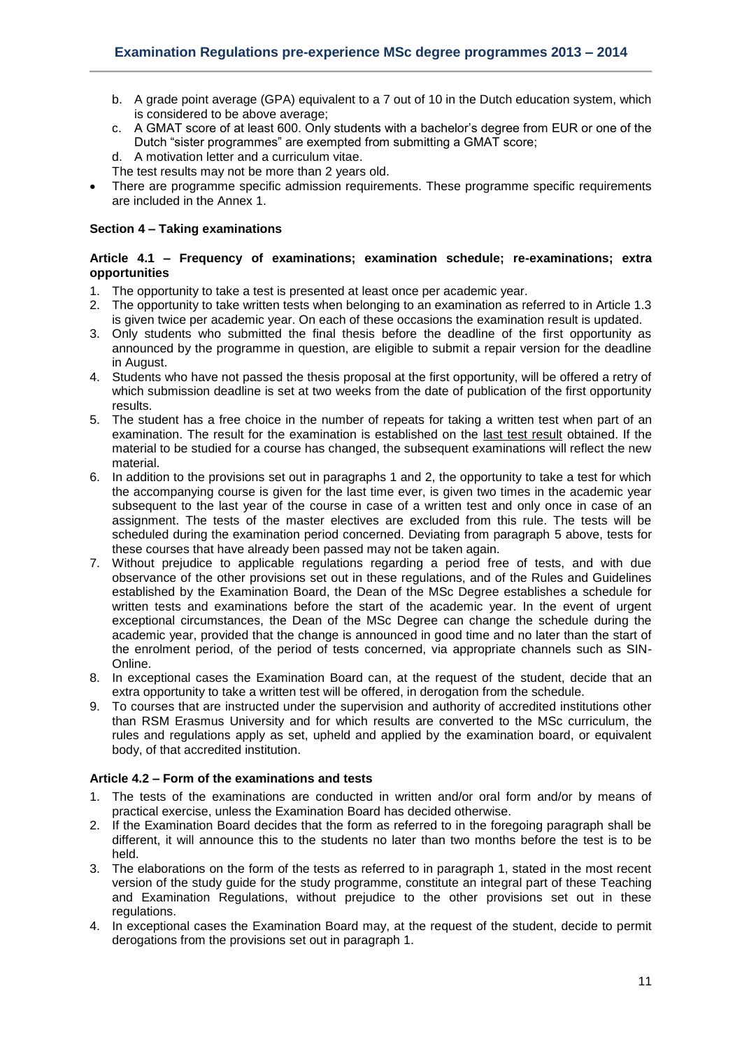b. A grade point average (GPA) equivalent to a 7 out of 10 in the Dutch education system, which is considered to be above average;
c. A GMAT score of at least 600. Only students with a bachelor's degree from EUR or one of the Dutch "sister programmes" are exempted from submitting a GMAT score;
d. A motivation letter and a curriculum vitae.

The test results may not be more than 2 years old.

- There are programme specific admission requirements. These programme specific requirements are included in the Annex 1.

### Section 4 – Taking examinations

#### Article 4.1 – Frequency of examinations; examination schedule; re-examinations; extra opportunities

1. The opportunity to take a test is presented at least once per academic year.
2. The opportunity to take written tests when belonging to an examination as referred to in Article 1.3 is given twice per academic year. On each of these occasions the examination result is updated.
3. Only students who submitted the final thesis before the deadline of the first opportunity as announced by the programme in question, are eligible to submit a repair version for the deadline in August.
4. Students who have not passed the thesis proposal at the first opportunity, will be offered a retry of which submission deadline is set at two weeks from the date of publication of the first opportunity results.
5. The student has a free choice in the number of repeats for taking a written test when part of an examination. The result for the examination is established on the last test result obtained. If the material to be studied for a course has changed, the subsequent examinations will reflect the new material.
6. In addition to the provisions set out in paragraphs 1 and 2, the opportunity to take a test for which the accompanying course is given for the last time ever, is given two times in the academic year subsequent to the last year of the course in case of a written test and only once in case of an assignment. The tests of the master electives are excluded from this rule. The tests will be scheduled during the examination period concerned. Deviating from paragraph 5 above, tests for these courses that have already been passed may not be taken again.
7. Without prejudice to applicable regulations regarding a period free of tests, and with due observance of the other provisions set out in these regulations, and of the Rules and Guidelines established by the Examination Board, the Dean of the MSc Degree establishes a schedule for written tests and examinations before the start of the academic year. In the event of urgent exceptional circumstances, the Dean of the MSc Degree can change the schedule during the academic year, provided that the change is announced in good time and no later than the start of the enrolment period, of the period of tests concerned, via appropriate channels such as SIN-Online.
8. In exceptional cases the Examination Board can, at the request of the student, decide that an extra opportunity to take a written test will be offered, in derogation from the schedule.
9. To courses that are instructed under the supervision and authority of accredited institutions other than RSM Erasmus University and for which results are converted to the MSc curriculum, the rules and regulations apply as set, upheld and applied by the examination board, or equivalent body, of that accredited institution.

#### Article 4.2 – Form of the examinations and tests

1. The tests of the examinations are conducted in written and/or oral form and/or by means of practical exercise, unless the Examination Board has decided otherwise.
2. If the Examination Board decides that the form as referred to in the foregoing paragraph shall be different, it will announce this to the students no later than two months before the test is to be held.
3. The elaborations on the form of the tests as referred to in paragraph 1, stated in the most recent version of the study guide for the study programme, constitute an integral part of these Teaching and Examination Regulations, without prejudice to the other provisions set out in these regulations.
4. In exceptional cases the Examination Board may, at the request of the student, decide to permit derogations from the provisions set out in paragraph 1.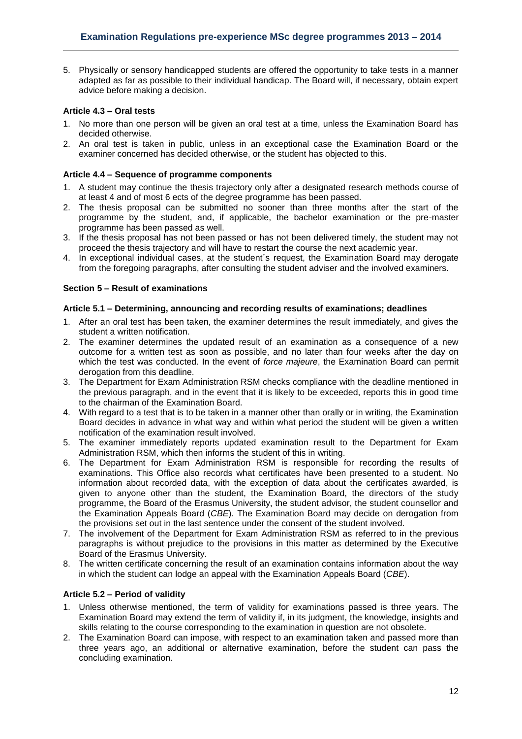5. Physically or sensory handicapped students are offered the opportunity to take tests in a manner adapted as far as possible to their individual handicap. The Board will, if necessary, obtain expert advice before making a decision.

### Article 4.3 – Oral tests

1. No more than one person will be given an oral test at a time, unless the Examination Board has decided otherwise.
2. An oral test is taken in public, unless in an exceptional case the Examination Board or the examiner concerned has decided otherwise, or the student has objected to this.

### Article 4.4 – Sequence of programme components

1. A student may continue the thesis trajectory only after a designated research methods course of at least 4 and of most 6 ects of the degree programme has been passed.
2. The thesis proposal can be submitted no sooner than three months after the start of the programme by the student, and, if applicable, the bachelor examination or the pre-master programme has been passed as well.
3. If the thesis proposal has not been passed or has not been delivered timely, the student may not proceed the thesis trajectory and will have to restart the course the next academic year.
4. In exceptional individual cases, at the student´s request, the Examination Board may derogate from the foregoing paragraphs, after consulting the student adviser and the involved examiners.

## Section 5 – Result of examinations

### Article 5.1 – Determining, announcing and recording results of examinations; deadlines

1. After an oral test has been taken, the examiner determines the result immediately, and gives the student a written notification.
2. The examiner determines the updated result of an examination as a consequence of a new outcome for a written test as soon as possible, and no later than four weeks after the day on which the test was conducted. In the event of *force majeure*, the Examination Board can permit derogation from this deadline.
3. The Department for Exam Administration RSM checks compliance with the deadline mentioned in the previous paragraph, and in the event that it is likely to be exceeded, reports this in good time to the chairman of the Examination Board.
4. With regard to a test that is to be taken in a manner other than orally or in writing, the Examination Board decides in advance in what way and within what period the student will be given a written notification of the examination result involved.
5. The examiner immediately reports updated examination result to the Department for Exam Administration RSM, which then informs the student of this in writing.
6. The Department for Exam Administration RSM is responsible for recording the results of examinations. This Office also records what certificates have been presented to a student. No information about recorded data, with the exception of data about the certificates awarded, is given to anyone other than the student, the Examination Board, the directors of the study programme, the Board of the Erasmus University, the student advisor, the student counsellor and the Examination Appeals Board (*CBE*). The Examination Board may decide on derogation from the provisions set out in the last sentence under the consent of the student involved.
7. The involvement of the Department for Exam Administration RSM as referred to in the previous paragraphs is without prejudice to the provisions in this matter as determined by the Executive Board of the Erasmus University.
8. The written certificate concerning the result of an examination contains information about the way in which the student can lodge an appeal with the Examination Appeals Board (*CBE*).

### Article 5.2 – Period of validity

1. Unless otherwise mentioned, the term of validity for examinations passed is three years. The Examination Board may extend the term of validity if, in its judgment, the knowledge, insights and skills relating to the course corresponding to the examination in question are not obsolete.
2. The Examination Board can impose, with respect to an examination taken and passed more than three years ago, an additional or alternative examination, before the student can pass the concluding examination.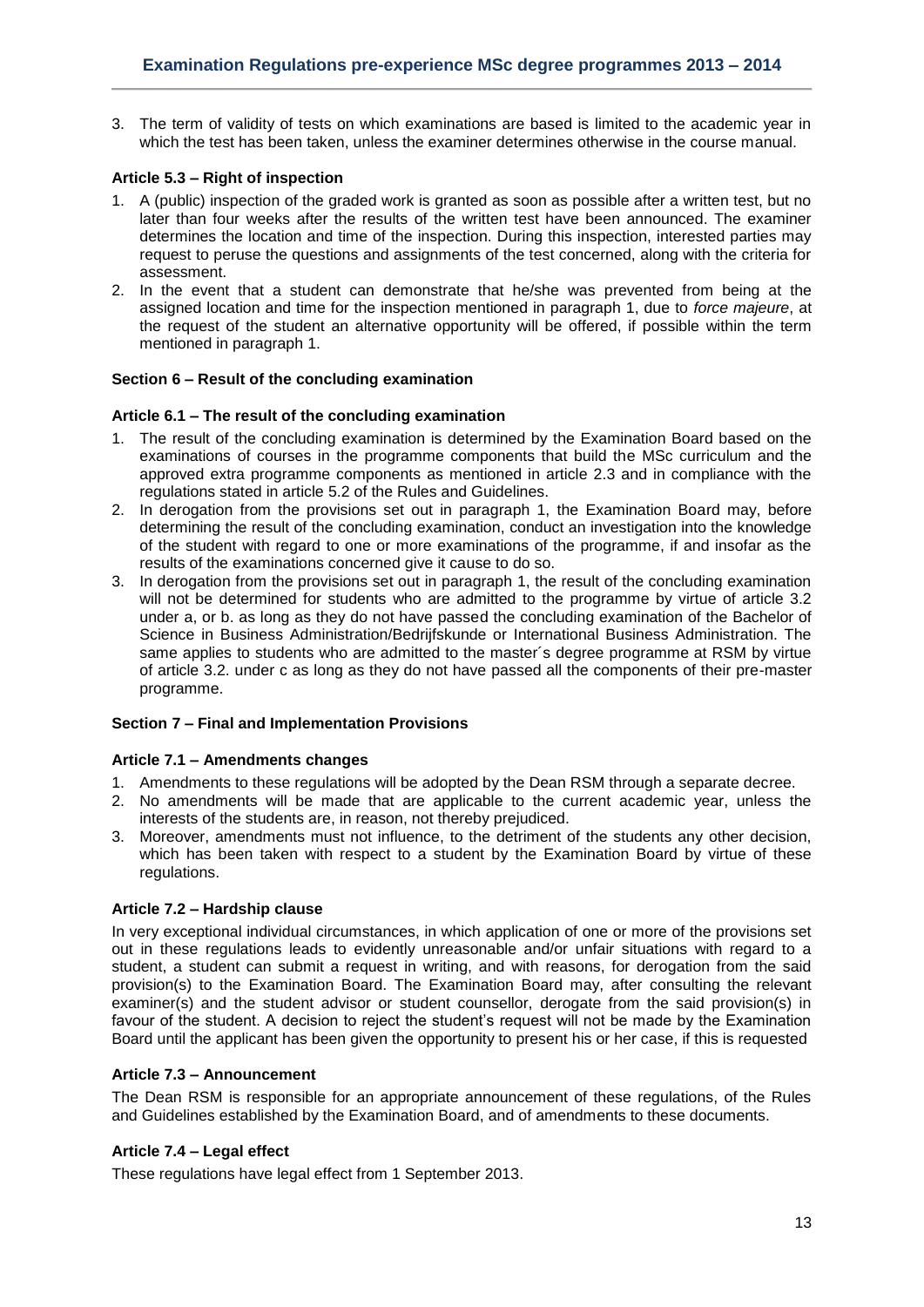3. The term of validity of tests on which examinations are based is limited to the academic year in which the test has been taken, unless the examiner determines otherwise in the course manual.

### Article 5.3 – Right of inspection

1. A (public) inspection of the graded work is granted as soon as possible after a written test, but no later than four weeks after the results of the written test have been announced. The examiner determines the location and time of the inspection. During this inspection, interested parties may request to peruse the questions and assignments of the test concerned, along with the criteria for assessment.
2. In the event that a student can demonstrate that he/she was prevented from being at the assigned location and time for the inspection mentioned in paragraph 1, due to *force majeure*, at the request of the student an alternative opportunity will be offered, if possible within the term mentioned in paragraph 1.

## Section 6 – Result of the concluding examination

### Article 6.1 – The result of the concluding examination

1. The result of the concluding examination is determined by the Examination Board based on the examinations of courses in the programme components that build the MSc curriculum and the approved extra programme components as mentioned in article 2.3 and in compliance with the regulations stated in article 5.2 of the Rules and Guidelines.
2. In derogation from the provisions set out in paragraph 1, the Examination Board may, before determining the result of the concluding examination, conduct an investigation into the knowledge of the student with regard to one or more examinations of the programme, if and insofar as the results of the examinations concerned give it cause to do so.
3. In derogation from the provisions set out in paragraph 1, the result of the concluding examination will not be determined for students who are admitted to the programme by virtue of article 3.2 under a, or b. as long as they do not have passed the concluding examination of the Bachelor of Science in Business Administration/Bedrijfskunde or International Business Administration. The same applies to students who are admitted to the master´s degree programme at RSM by virtue of article 3.2. under c as long as they do not have passed all the components of their pre-master programme.

## Section 7 – Final and Implementation Provisions

### Article 7.1 – Amendments changes

1. Amendments to these regulations will be adopted by the Dean RSM through a separate decree.
2. No amendments will be made that are applicable to the current academic year, unless the interests of the students are, in reason, not thereby prejudiced.
3. Moreover, amendments must not influence, to the detriment of the students any other decision, which has been taken with respect to a student by the Examination Board by virtue of these regulations.

### Article 7.2 – Hardship clause

In very exceptional individual circumstances, in which application of one or more of the provisions set out in these regulations leads to evidently unreasonable and/or unfair situations with regard to a student, a student can submit a request in writing, and with reasons, for derogation from the said provision(s) to the Examination Board. The Examination Board may, after consulting the relevant examiner(s) and the student advisor or student counsellor, derogate from the said provision(s) in favour of the student. A decision to reject the student's request will not be made by the Examination Board until the applicant has been given the opportunity to present his or her case, if this is requested

### Article 7.3 – Announcement

The Dean RSM is responsible for an appropriate announcement of these regulations, of the Rules and Guidelines established by the Examination Board, and of amendments to these documents.

### Article 7.4 – Legal effect

These regulations have legal effect from 1 September 2013.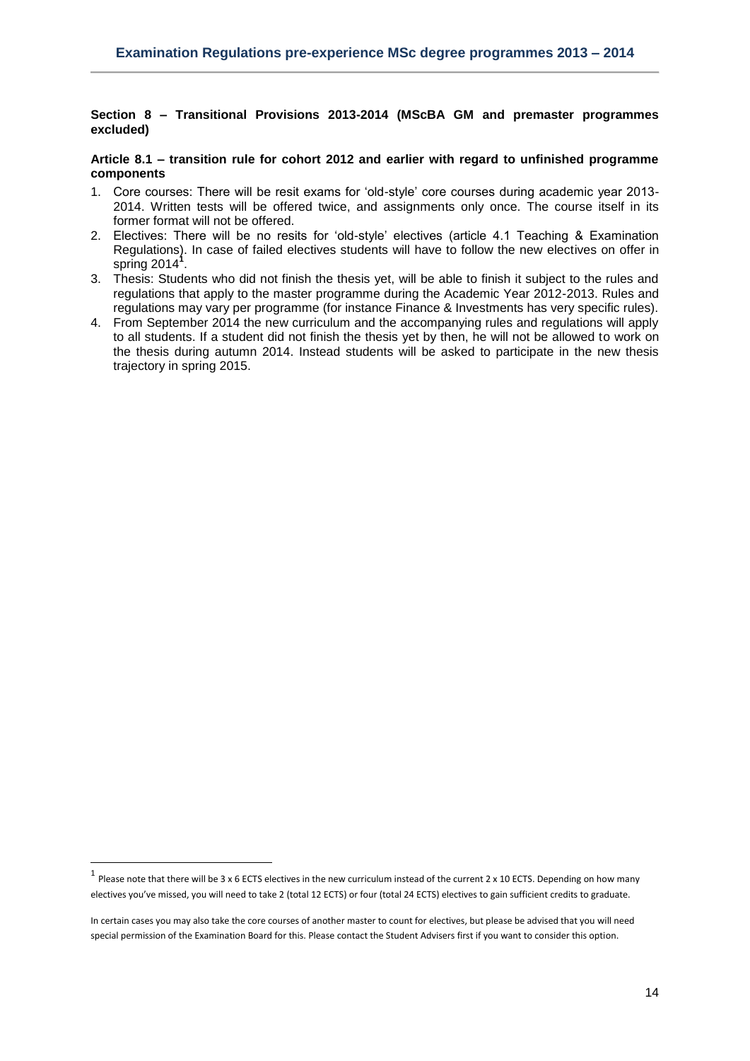**Section 8 – Transitional Provisions 2013-2014 (MScBA GM and premaster programmes excluded)**

**Article 8.1 – transition rule for cohort 2012 and earlier with regard to unfinished programme components**

1. Core courses: There will be resit exams for 'old-style' core courses during academic year 2013-2014. Written tests will be offered twice, and assignments only once. The course itself in its former format will not be offered.
2. Electives: There will be no resits for 'old-style' electives (article 4.1 Teaching & Examination Regulations). In case of failed electives students will have to follow the new electives on offer in spring 2014[1].
3. Thesis: Students who did not finish the thesis yet, will be able to finish it subject to the rules and regulations that apply to the master programme during the Academic Year 2012-2013. Rules and regulations may vary per programme (for instance Finance & Investments has very specific rules).
4. From September 2014 the new curriculum and the accompanying rules and regulations will apply to all students. If a student did not finish the thesis yet by then, he will not be allowed to work on the thesis during autumn 2014. Instead students will be asked to participate in the new thesis trajectory in spring 2015.

---

[1] Please note that there will be 3 x 6 ECTS electives in the new curriculum instead of the current 2 x 10 ECTS. Depending on how many electives you've missed, you will need to take 2 (total 12 ECTS) or four (total 24 ECTS) electives to gain sufficient credits to graduate.

In certain cases you may also take the core courses of another master to count for electives, but please be advised that you will need special permission of the Examination Board for this. Please contact the Student Advisers first if you want to consider this option.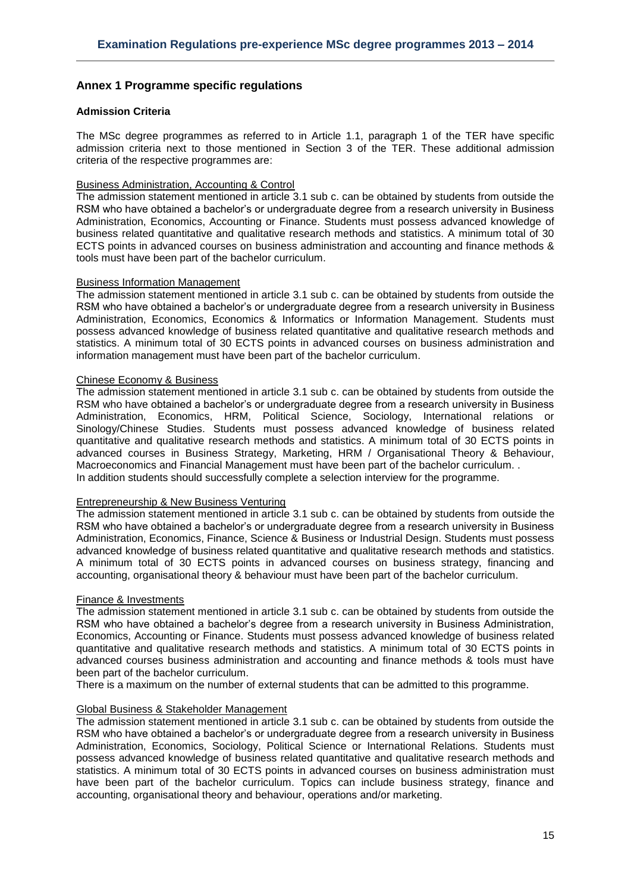## Annex 1 Programme specific regulations

### Admission Criteria

The MSc degree programmes as referred to in Article 1.1, paragraph 1 of the TER have specific admission criteria next to those mentioned in Section 3 of the TER. These additional admission criteria of the respective programmes are:

Business Administration, Accounting & Control

The admission statement mentioned in article 3.1 sub c. can be obtained by students from outside the RSM who have obtained a bachelor's or undergraduate degree from a research university in Business Administration, Economics, Accounting or Finance. Students must possess advanced knowledge of business related quantitative and qualitative research methods and statistics. A minimum total of 30 ECTS points in advanced courses on business administration and accounting and finance methods & tools must have been part of the bachelor curriculum.

Business Information Management

The admission statement mentioned in article 3.1 sub c. can be obtained by students from outside the RSM who have obtained a bachelor's or undergraduate degree from a research university in Business Administration, Economics, Economics & Informatics or Information Management. Students must possess advanced knowledge of business related quantitative and qualitative research methods and statistics. A minimum total of 30 ECTS points in advanced courses on business administration and information management must have been part of the bachelor curriculum.

Chinese Economy & Business

The admission statement mentioned in article 3.1 sub c. can be obtained by students from outside the RSM who have obtained a bachelor's or undergraduate degree from a research university in Business Administration, Economics, HRM, Political Science, Sociology, International relations or Sinology/Chinese Studies. Students must possess advanced knowledge of business related quantitative and qualitative research methods and statistics. A minimum total of 30 ECTS points in advanced courses in Business Strategy, Marketing, HRM / Organisational Theory & Behaviour, Macroeconomics and Financial Management must have been part of the bachelor curriculum. .
In addition students should successfully complete a selection interview for the programme.

Entrepreneurship & New Business Venturing

The admission statement mentioned in article 3.1 sub c. can be obtained by students from outside the RSM who have obtained a bachelor's or undergraduate degree from a research university in Business Administration, Economics, Finance, Science & Business or Industrial Design. Students must possess advanced knowledge of business related quantitative and qualitative research methods and statistics. A minimum total of 30 ECTS points in advanced courses on business strategy, financing and accounting, organisational theory & behaviour must have been part of the bachelor curriculum.

Finance & Investments

The admission statement mentioned in article 3.1 sub c. can be obtained by students from outside the RSM who have obtained a bachelor's degree from a research university in Business Administration, Economics, Accounting or Finance. Students must possess advanced knowledge of business related quantitative and qualitative research methods and statistics. A minimum total of 30 ECTS points in advanced courses business administration and accounting and finance methods & tools must have been part of the bachelor curriculum.
There is a maximum on the number of external students that can be admitted to this programme.

Global Business & Stakeholder Management

The admission statement mentioned in article 3.1 sub c. can be obtained by students from outside the RSM who have obtained a bachelor's or undergraduate degree from a research university in Business Administration, Economics, Sociology, Political Science or International Relations. Students must possess advanced knowledge of business related quantitative and qualitative research methods and statistics. A minimum total of 30 ECTS points in advanced courses on business administration must have been part of the bachelor curriculum. Topics can include business strategy, finance and accounting, organisational theory and behaviour, operations and/or marketing.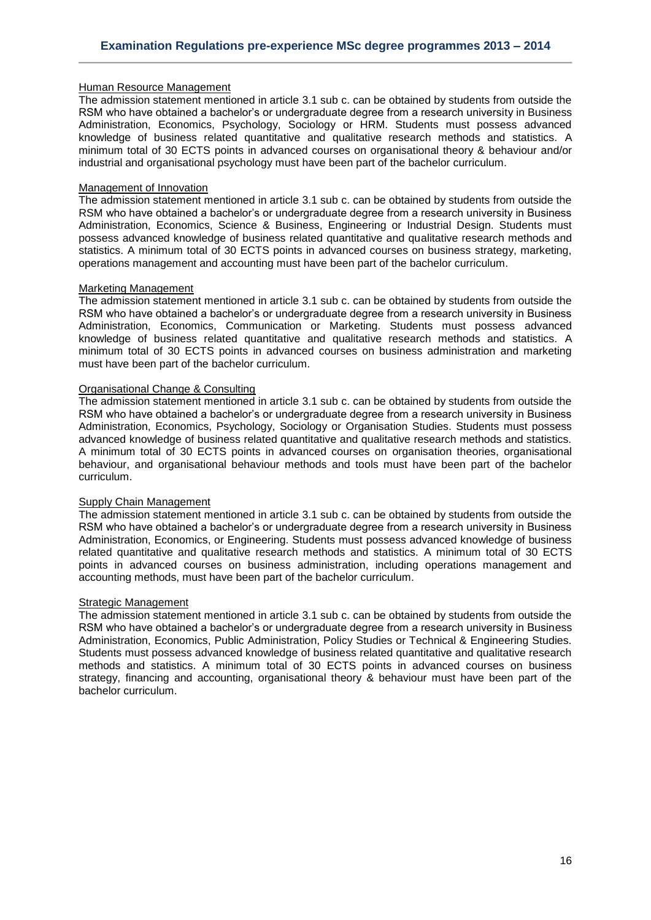Human Resource Management

The admission statement mentioned in article 3.1 sub c. can be obtained by students from outside the RSM who have obtained a bachelor's or undergraduate degree from a research university in Business Administration, Economics, Psychology, Sociology or HRM. Students must possess advanced knowledge of business related quantitative and qualitative research methods and statistics. A minimum total of 30 ECTS points in advanced courses on organisational theory & behaviour and/or industrial and organisational psychology must have been part of the bachelor curriculum.

Management of Innovation

The admission statement mentioned in article 3.1 sub c. can be obtained by students from outside the RSM who have obtained a bachelor's or undergraduate degree from a research university in Business Administration, Economics, Science & Business, Engineering or Industrial Design. Students must possess advanced knowledge of business related quantitative and qualitative research methods and statistics. A minimum total of 30 ECTS points in advanced courses on business strategy, marketing, operations management and accounting must have been part of the bachelor curriculum.

Marketing Management

The admission statement mentioned in article 3.1 sub c. can be obtained by students from outside the RSM who have obtained a bachelor's or undergraduate degree from a research university in Business Administration, Economics, Communication or Marketing. Students must possess advanced knowledge of business related quantitative and qualitative research methods and statistics. A minimum total of 30 ECTS points in advanced courses on business administration and marketing must have been part of the bachelor curriculum.

Organisational Change & Consulting

The admission statement mentioned in article 3.1 sub c. can be obtained by students from outside the RSM who have obtained a bachelor's or undergraduate degree from a research university in Business Administration, Economics, Psychology, Sociology or Organisation Studies. Students must possess advanced knowledge of business related quantitative and qualitative research methods and statistics. A minimum total of 30 ECTS points in advanced courses on organisation theories, organisational behaviour, and organisational behaviour methods and tools must have been part of the bachelor curriculum.

Supply Chain Management

The admission statement mentioned in article 3.1 sub c. can be obtained by students from outside the RSM who have obtained a bachelor's or undergraduate degree from a research university in Business Administration, Economics, or Engineering. Students must possess advanced knowledge of business related quantitative and qualitative research methods and statistics. A minimum total of 30 ECTS points in advanced courses on business administration, including operations management and accounting methods, must have been part of the bachelor curriculum.

Strategic Management

The admission statement mentioned in article 3.1 sub c. can be obtained by students from outside the RSM who have obtained a bachelor's or undergraduate degree from a research university in Business Administration, Economics, Public Administration, Policy Studies or Technical & Engineering Studies. Students must possess advanced knowledge of business related quantitative and qualitative research methods and statistics. A minimum total of 30 ECTS points in advanced courses on business strategy, financing and accounting, organisational theory & behaviour must have been part of the bachelor curriculum.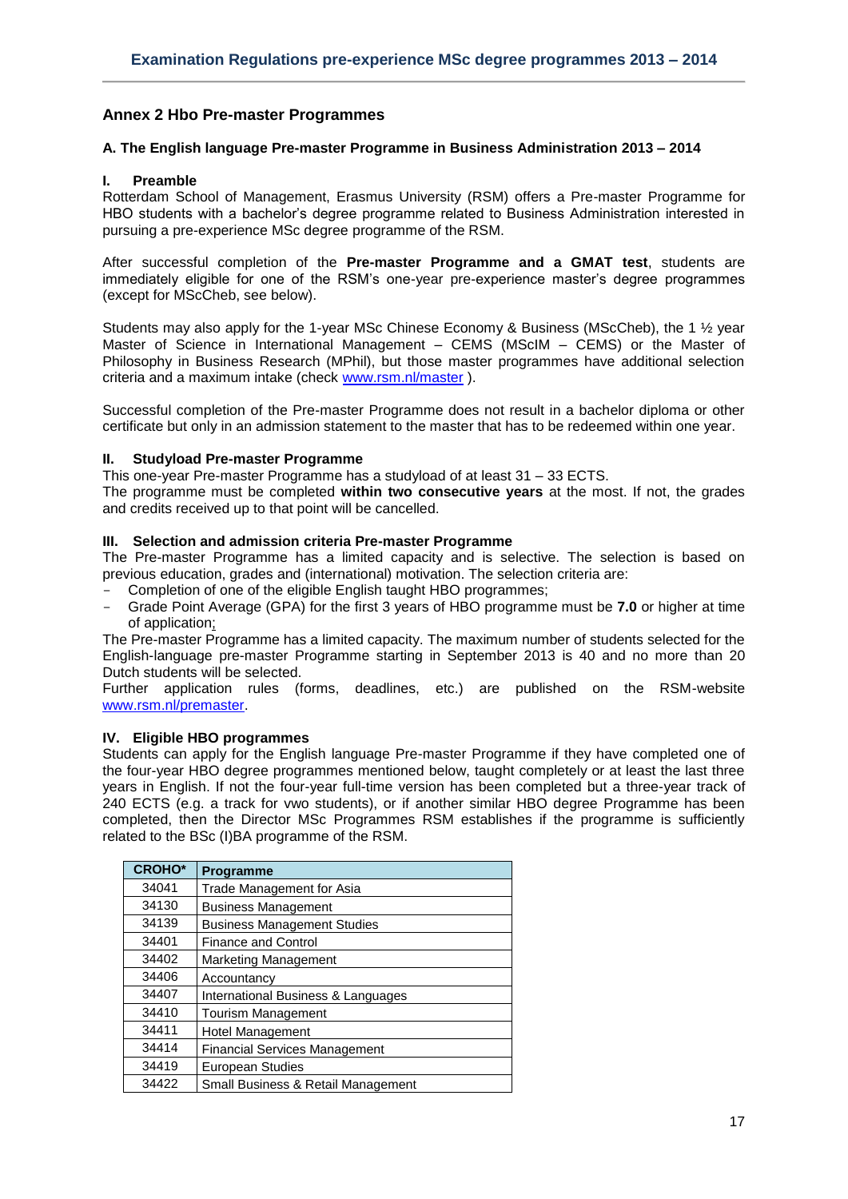## Annex 2 Hbo Pre-master Programmes

### A. The English language Pre-master Programme in Business Administration 2013 – 2014

#### I. Preamble

Rotterdam School of Management, Erasmus University (RSM) offers a Pre-master Programme for HBO students with a bachelor's degree programme related to Business Administration interested in pursuing a pre-experience MSc degree programme of the RSM.

After successful completion of the **Pre-master Programme and a GMAT test**, students are immediately eligible for one of the RSM's one-year pre-experience master's degree programmes (except for MScCheb, see below).

Students may also apply for the 1-year MSc Chinese Economy & Business (MScCheb), the 1 ½ year Master of Science in International Management – CEMS (MScIM – CEMS) or the Master of Philosophy in Business Research (MPhil), but those master programmes have additional selection criteria and a maximum intake (check www.rsm.nl/master ).

Successful completion of the Pre-master Programme does not result in a bachelor diploma or other certificate but only in an admission statement to the master that has to be redeemed within one year.

#### II. Studyload Pre-master Programme

This one-year Pre-master Programme has a studyload of at least 31 – 33 ECTS.
The programme must be completed **within two consecutive years** at the most. If not, the grades and credits received up to that point will be cancelled.

#### III. Selection and admission criteria Pre-master Programme

The Pre-master Programme has a limited capacity and is selective. The selection is based on previous education, grades and (international) motivation. The selection criteria are:

- Completion of one of the eligible English taught HBO programmes;
- Grade Point Average (GPA) for the first 3 years of HBO programme must be **7.0** or higher at time of application;

The Pre-master Programme has a limited capacity. The maximum number of students selected for the English-language pre-master Programme starting in September 2013 is 40 and no more than 20 Dutch students will be selected.
Further application rules (forms, deadlines, etc.) are published on the RSM-website www.rsm.nl/premaster.

#### IV. Eligible HBO programmes

Students can apply for the English language Pre-master Programme if they have completed one of the four-year HBO degree programmes mentioned below, taught completely or at least the last three years in English. If not the four-year full-time version has been completed but a three-year track of 240 ECTS (e.g. a track for vwo students), or if another similar HBO degree Programme has been completed, then the Director MSc Programmes RSM establishes if the programme is sufficiently related to the BSc (I)BA programme of the RSM.

| CROHO* | Programme |
|---|---|
| 34041 | Trade Management for Asia |
| 34130 | Business Management |
| 34139 | Business Management Studies |
| 34401 | Finance and Control |
| 34402 | Marketing Management |
| 34406 | Accountancy |
| 34407 | International Business & Languages |
| 34410 | Tourism Management |
| 34411 | Hotel Management |
| 34414 | Financial Services Management |
| 34419 | European Studies |
| 34422 | Small Business & Retail Management |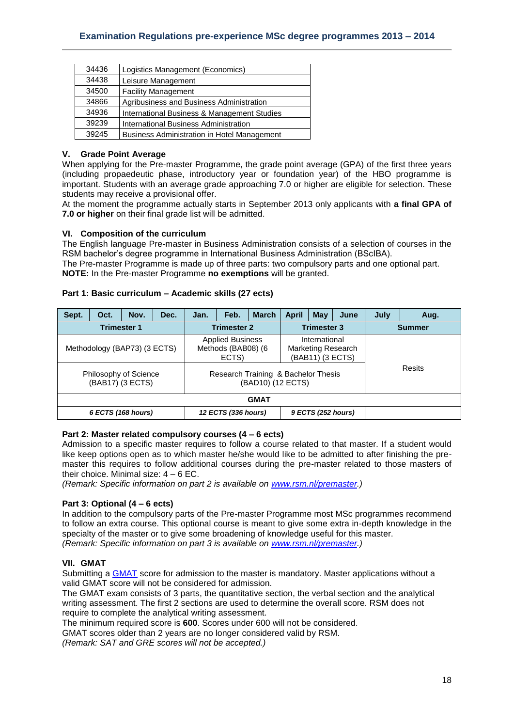| | |
|---|---|
| 34436 | Logistics Management (Economics) |
| 34438 | Leisure Management |
| 34500 | Facility Management |
| 34866 | Agribusiness and Business Administration |
| 34936 | International Business & Management Studies |
| 39239 | International Business Administration |
| 39245 | Business Administration in Hotel Management |

### V. Grade Point Average

When applying for the Pre-master Programme, the grade point average (GPA) of the first three years (including propaedeutic phase, introductory year or foundation year) of the HBO programme is important. Students with an average grade approaching 7.0 or higher are eligible for selection. These students may receive a provisional offer.

At the moment the programme actually starts in September 2013 only applicants with **a final GPA of 7.0 or higher** on their final grade list will be admitted.

### VI. Composition of the curriculum

The English language Pre-master in Business Administration consists of a selection of courses in the RSM bachelor's degree programme in International Business Administration (BScIBA).

The Pre-master Programme is made up of three parts: two compulsory parts and one optional part.

**NOTE:** In the Pre-master Programme **no exemptions** will be granted.

**Part 1: Basic curriculum – Academic skills (27 ects)**

| Sept. | Oct. | Nov. | Dec. | Jan. | Feb. | March | April | May | June | July | Aug. |
|---|---|---|---|---|---|---|---|---|---|---|---|
| **Trimester 1** | | | | **Trimester 2** | | | **Trimester 3** | | | **Summer** | |
| Methodology (BAP73) (3 ECTS) | | | | Applied Business Methods (BAB08) (6 ECTS) | | | International Marketing Research (BAB11) (3 ECTS) | | | Resits | |
| Philosophy of Science (BAB17) (3 ECTS) | | | | Research Training & Bachelor Thesis (BAD10) (12 ECTS) | | | | | | | |
| **GMAT** | | | | | | | | | | | |
| ***6 ECTS (168 hours)*** | | | | ***12 ECTS (336 hours)*** | | | ***9 ECTS (252 hours)*** | | | | |

**Part 2: Master related compulsory courses (4 – 6 ects)**

Admission to a specific master requires to follow a course related to that master. If a student would like keep options open as to which master he/she would like to be admitted to after finishing the pre-master this requires to follow additional courses during the pre-master related to those masters of their choice. Minimal size: 4 – 6 EC.

*(Remark: Specific information on part 2 is available on www.rsm.nl/premaster.)*

**Part 3: Optional (4 – 6 ects)**

In addition to the compulsory parts of the Pre-master Programme most MSc programmes recommend to follow an extra course. This optional course is meant to give some extra in-depth knowledge in the specialty of the master or to give some broadening of knowledge useful for this master.

*(Remark: Specific information on part 3 is available on www.rsm.nl/premaster.)*

### VII. GMAT

Submitting a GMAT score for admission to the master is mandatory. Master applications without a valid GMAT score will not be considered for admission.

The GMAT exam consists of 3 parts, the quantitative section, the verbal section and the analytical writing assessment. The first 2 sections are used to determine the overall score. RSM does not require to complete the analytical writing assessment.

The minimum required score is **600**. Scores under 600 will not be considered.

GMAT scores older than 2 years are no longer considered valid by RSM.

*(Remark: SAT and GRE scores will not be accepted.)*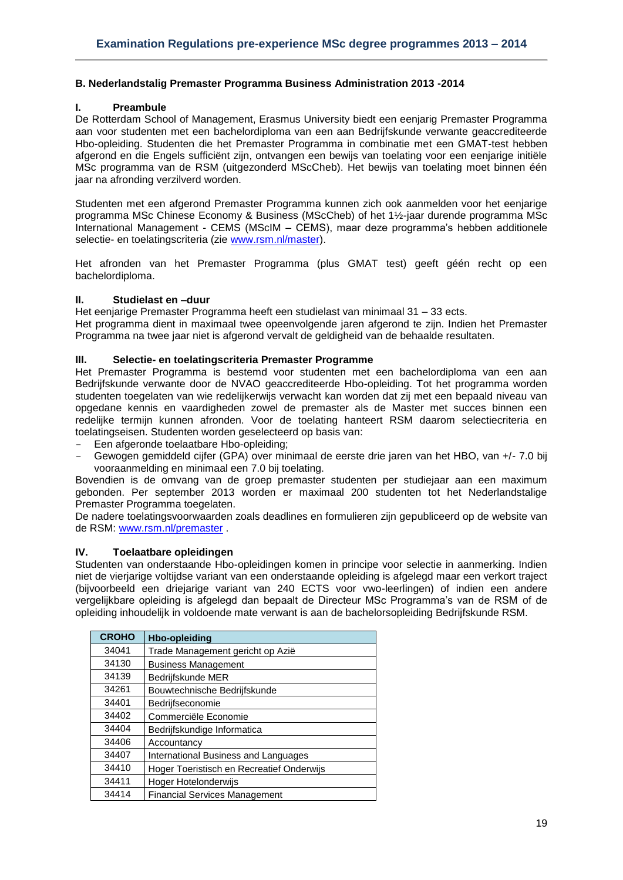## B. Nederlandstalig Premaster Programma Business Administration 2013 -2014

### I. Preambule

De Rotterdam School of Management, Erasmus University biedt een eenjarig Premaster Programma aan voor studenten met een bachelordiploma van een aan Bedrijfskunde verwante geaccrediteerde Hbo-opleiding. Studenten die het Premaster Programma in combinatie met een GMAT-test hebben afgerond en die Engels sufficiënt zijn, ontvangen een bewijs van toelating voor een eenjarige initiële MSc programma van de RSM (uitgezonderd MScCheb). Het bewijs van toelating moet binnen één jaar na afronding verzilverd worden.

Studenten met een afgerond Premaster Programma kunnen zich ook aanmelden voor het eenjarige programma MSc Chinese Economy & Business (MScCheb) of het 1½-jaar durende programma MSc International Management - CEMS (MScIM – CEMS), maar deze programma's hebben additionele selectie- en toelatingscriteria (zie www.rsm.nl/master).

Het afronden van het Premaster Programma (plus GMAT test) geeft géén recht op een bachelordiploma.

### II. Studielast en –duur

Het eenjarige Premaster Programma heeft een studielast van minimaal 31 – 33 ects.
Het programma dient in maximaal twee opeenvolgende jaren afgerond te zijn. Indien het Premaster Programma na twee jaar niet is afgerond vervalt de geldigheid van de behaalde resultaten.

### III. Selectie- en toelatingscriteria Premaster Programme

Het Premaster Programma is bestemd voor studenten met een bachelordiploma van een aan Bedrijfskunde verwante door de NVAO geaccrediteerde Hbo-opleiding. Tot het programma worden studenten toegelaten van wie redelijkerwijs verwacht kan worden dat zij met een bepaald niveau van opgedane kennis en vaardigheden zowel de premaster als de Master met succes binnen een redelijke termijn kunnen afronden. Voor de toelating hanteert RSM daarom selectiecriteria en toelatingseisen. Studenten worden geselecteerd op basis van:

- Een afgeronde toelaatbare Hbo-opleiding;
- Gewogen gemiddeld cijfer (GPA) over minimaal de eerste drie jaren van het HBO, van +/- 7.0 bij vooraanmelding en minimaal een 7.0 bij toelating.

Bovendien is de omvang van de groep premaster studenten per studiejaar aan een maximum gebonden. Per september 2013 worden er maximaal 200 studenten tot het Nederlandstalige Premaster Programma toegelaten.
De nadere toelatingsvoorwaarden zoals deadlines en formulieren zijn gepubliceerd op de website van de RSM: www.rsm.nl/premaster .

### IV. Toelaatbare opleidingen

Studenten van onderstaande Hbo-opleidingen komen in principe voor selectie in aanmerking. Indien niet de vierjarige voltijdse variant van een onderstaande opleiding is afgelegd maar een verkort traject (bijvoorbeeld een driejarige variant van 240 ECTS voor vwo-leerlingen) of indien een andere vergelijkbare opleiding is afgelegd dan bepaalt de Directeur MSc Programma's van de RSM of de opleiding inhoudelijk in voldoende mate verwant is aan de bachelorsopleiding Bedrijfskunde RSM.

| CROHO | Hbo-opleiding |
|---|---|
| 34041 | Trade Management gericht op Azië |
| 34130 | Business Management |
| 34139 | Bedrijfskunde MER |
| 34261 | Bouwtechnische Bedrijfskunde |
| 34401 | Bedrijfseconomie |
| 34402 | Commerciële Economie |
| 34404 | Bedrijfskundige Informatica |
| 34406 | Accountancy |
| 34407 | International Business and Languages |
| 34410 | Hoger Toeristisch en Recreatief Onderwijs |
| 34411 | Hoger Hotelonderwijs |
| 34414 | Financial Services Management |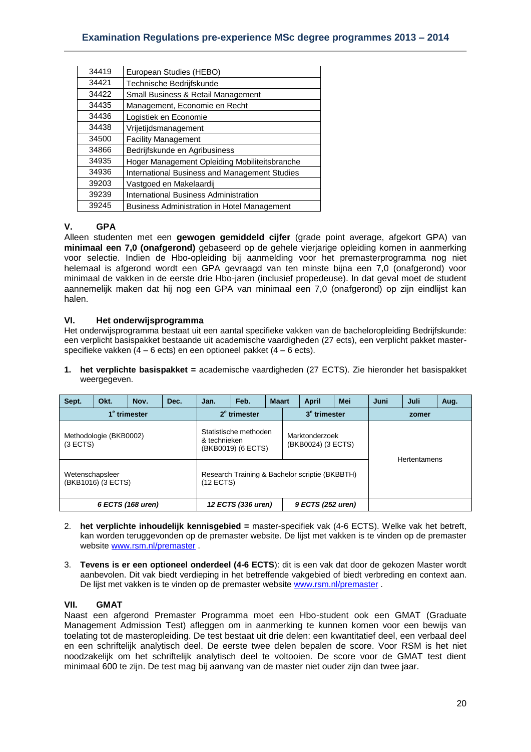| | |
|---|---|
| 34419 | European Studies (HEBO) |
| 34421 | Technische Bedrijfskunde |
| 34422 | Small Business & Retail Management |
| 34435 | Management, Economie en Recht |
| 34436 | Logistiek en Economie |
| 34438 | Vrijetijdsmanagement |
| 34500 | Facility Management |
| 34866 | Bedrijfskunde en Agribusiness |
| 34935 | Hoger Management Opleiding Mobiliteitsbranche |
| 34936 | International Business and Management Studies |
| 39203 | Vastgoed en Makelaardij |
| 39239 | International Business Administration |
| 39245 | Business Administration in Hotel Management |

## V. GPA

Alleen studenten met een **gewogen gemiddeld cijfer** (grade point average, afgekort GPA) van **minimaal een 7,0 (onafgerond)** gebaseerd op de gehele vierjarige opleiding komen in aanmerking voor selectie. Indien de Hbo-opleiding bij aanmelding voor het premasterprogramma nog niet helemaal is afgerond wordt een GPA gevraagd van ten minste bijna een 7,0 (onafgerond) voor minimaal de vakken in de eerste drie Hbo-jaren (inclusief propedeuse). In dat geval moet de student aannemelijk maken dat hij nog een GPA van minimaal een 7,0 (onafgerond) op zijn eindlijst kan halen.

## VI. Het onderwijsprogramma

Het onderwijsprogramma bestaat uit een aantal specifieke vakken van de bacheloropleiding Bedrijfskunde: een verplicht basispakket bestaande uit academische vaardigheden (27 ects), een verplicht pakket master-specifieke vakken (4 – 6 ects) en een optioneel pakket (4 – 6 ects).

1. **het verplichte basispakket =** academische vaardigheden (27 ECTS). Zie hieronder het basispakket weergegeven.

| Sept. | Okt. | Nov. | Dec. | Jan. | Feb. | Maart | April | Mei | Juni | Juli | Aug. |
|---|---|---|---|---|---|---|---|---|---|---|---|
| **1e trimester** | | | | **2e trimester** | | **3e trimester** | | | **zomer** | | |
| Methodologie (BKB0002) (3 ECTS) | | | | Statistische methoden & technieken (BKB0019) (6 ECTS) | | Marktonderzoek (BKB0024) (3 ECTS) | | | Hertentamens | | |
| Wetenschapsleer (BKB1016) (3 ECTS) | | | | Research Training & Bachelor scriptie (BKBBTH) (12 ECTS) | | | | | | | |
| ***6 ECTS (168 uren)*** | | | | ***12 ECTS (336 uren)*** | | ***9 ECTS (252 uren)*** | | | | | |

2. **het verplichte inhoudelijk kennisgebied =** master-specifiek vak (4-6 ECTS). Welke vak het betreft, kan worden teruggevonden op de premaster website. De lijst met vakken is te vinden op de premaster website www.rsm.nl/premaster .

3. **Tevens is er een optioneel onderdeel (4-6 ECTS**): dit is een vak dat door de gekozen Master wordt aanbevolen. Dit vak biedt verdieping in het betreffende vakgebied of biedt verbreding en context aan. De lijst met vakken is te vinden op de premaster website www.rsm.nl/premaster .

## VII. GMAT

Naast een afgerond Premaster Programma moet een Hbo-student ook een GMAT (Graduate Management Admission Test) afleggen om in aanmerking te kunnen komen voor een bewijs van toelating tot de masteropleiding. De test bestaat uit drie delen: een kwantitatief deel, een verbaal deel en een schriftelijk analytisch deel. De eerste twee delen bepalen de score. Voor RSM is het niet noodzakelijk om het schriftelijk analytisch deel te voltooien. De score voor de GMAT test dient minimaal 600 te zijn. De test mag bij aanvang van de master niet ouder zijn dan twee jaar.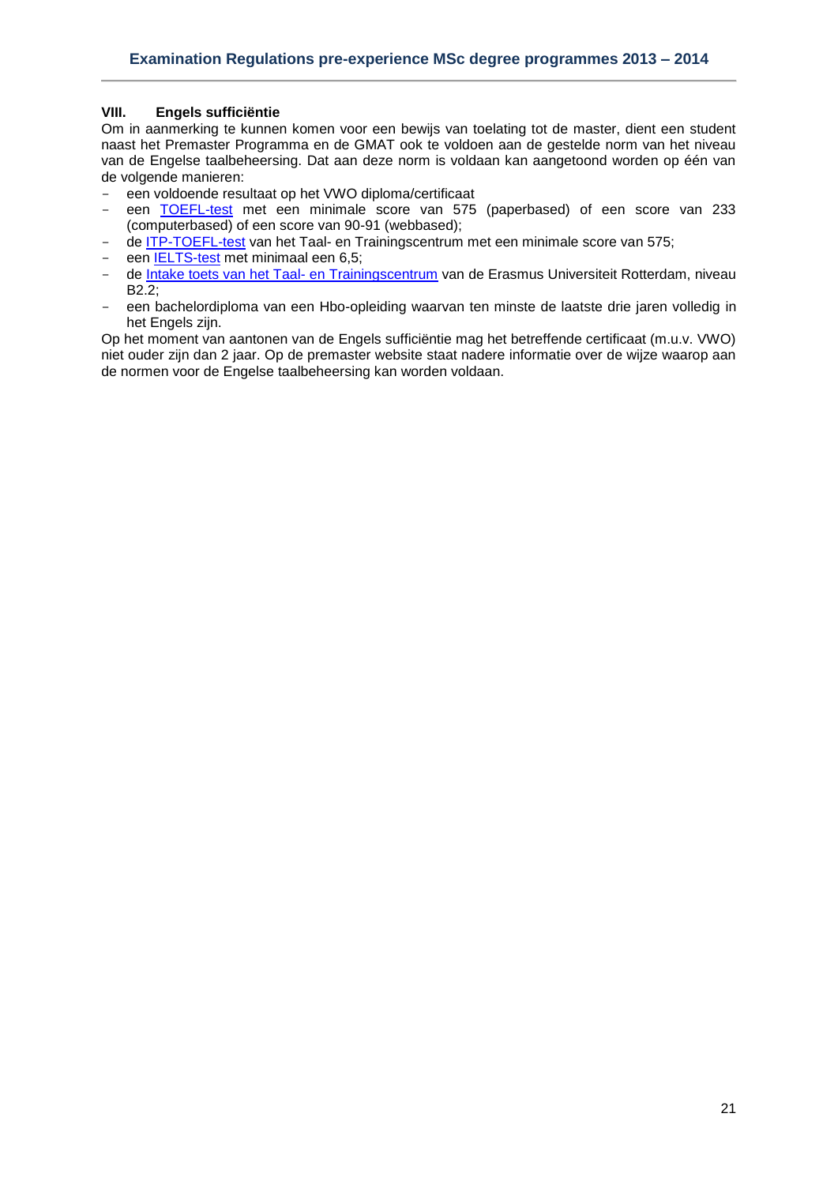### VIII. Engels sufficiëntie

Om in aanmerking te kunnen komen voor een bewijs van toelating tot de master, dient een student naast het Premaster Programma en de GMAT ook te voldoen aan de gestelde norm van het niveau van de Engelse taalbeheersing. Dat aan deze norm is voldaan kan aangetoond worden op één van de volgende manieren:

- een voldoende resultaat op het VWO diploma/certificaat
- een TOEFL-test met een minimale score van 575 (paperbased) of een score van 233 (computerbased) of een score van 90-91 (webbased);
- de ITP-TOEFL-test van het Taal- en Trainingscentrum met een minimale score van 575;
- een IELTS-test met minimaal een 6,5;
- de Intake toets van het Taal- en Trainingscentrum van de Erasmus Universiteit Rotterdam, niveau B2.2;
- een bachelordiploma van een Hbo-opleiding waarvan ten minste de laatste drie jaren volledig in het Engels zijn.

Op het moment van aantonen van de Engels sufficiëntie mag het betreffende certificaat (m.u.v. VWO) niet ouder zijn dan 2 jaar. Op de premaster website staat nadere informatie over de wijze waarop aan de normen voor de Engelse taalbeheersing kan worden voldaan.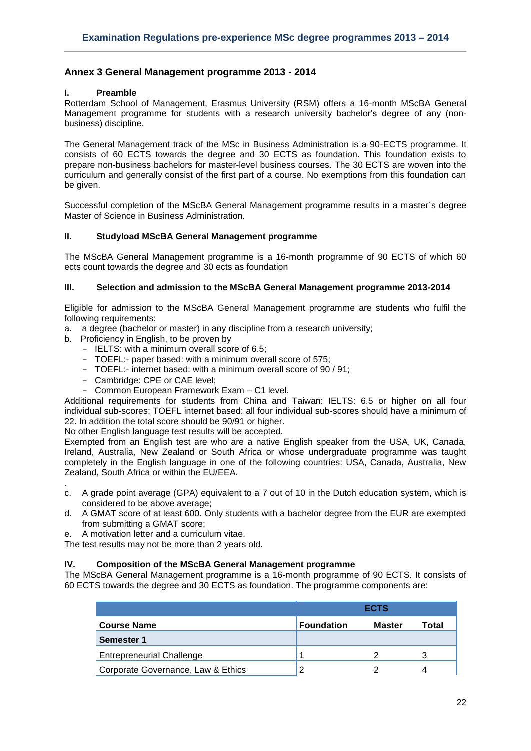## Annex 3 General Management programme 2013 - 2014

### I. Preamble

Rotterdam School of Management, Erasmus University (RSM) offers a 16-month MScBA General Management programme for students with a research university bachelor's degree of any (non-business) discipline.

The General Management track of the MSc in Business Administration is a 90-ECTS programme. It consists of 60 ECTS towards the degree and 30 ECTS as foundation. This foundation exists to prepare non-business bachelors for master-level business courses. The 30 ECTS are woven into the curriculum and generally consist of the first part of a course. No exemptions from this foundation can be given.

Successful completion of the MScBA General Management programme results in a master´s degree Master of Science in Business Administration.

### II. Studyload MScBA General Management programme

The MScBA General Management programme is a 16-month programme of 90 ECTS of which 60 ects count towards the degree and 30 ects as foundation

### III. Selection and admission to the MScBA General Management programme 2013-2014

Eligible for admission to the MScBA General Management programme are students who fulfil the following requirements:

a. a degree (bachelor or master) in any discipline from a research university;
b. Proficiency in English, to be proven by
   - IELTS: with a minimum overall score of 6.5;
   - TOEFL:- paper based: with a minimum overall score of 575;
   - TOEFL:- internet based: with a minimum overall score of 90 / 91;
   - Cambridge: CPE or CAE level;
   - Common European Framework Exam – C1 level.

Additional requirements for students from China and Taiwan: IELTS: 6.5 or higher on all four individual sub-scores; TOEFL internet based: all four individual sub-scores should have a minimum of 22. In addition the total score should be 90/91 or higher.

No other English language test results will be accepted.

Exempted from an English test are who are a native English speaker from the USA, UK, Canada, Ireland, Australia, New Zealand or South Africa or whose undergraduate programme was taught completely in the English language in one of the following countries: USA, Canada, Australia, New Zealand, South Africa or within the EU/EEA.

.

c. A grade point average (GPA) equivalent to a 7 out of 10 in the Dutch education system, which is considered to be above average;
d. A GMAT score of at least 600. Only students with a bachelor degree from the EUR are exempted from submitting a GMAT score;
e. A motivation letter and a curriculum vitae.

The test results may not be more than 2 years old.

### IV. Composition of the MScBA General Management programme

The MScBA General Management programme is a 16-month programme of 90 ECTS. It consists of 60 ECTS towards the degree and 30 ECTS as foundation. The programme components are:

| | ECTS | | |
|---|---|---|---|
| **Course Name** | **Foundation** | **Master** | **Total** |
| **Semester 1** | | | |
| Entrepreneurial Challenge | 1 | 2 | 3 |
| Corporate Governance, Law & Ethics | 2 | 2 | 4 |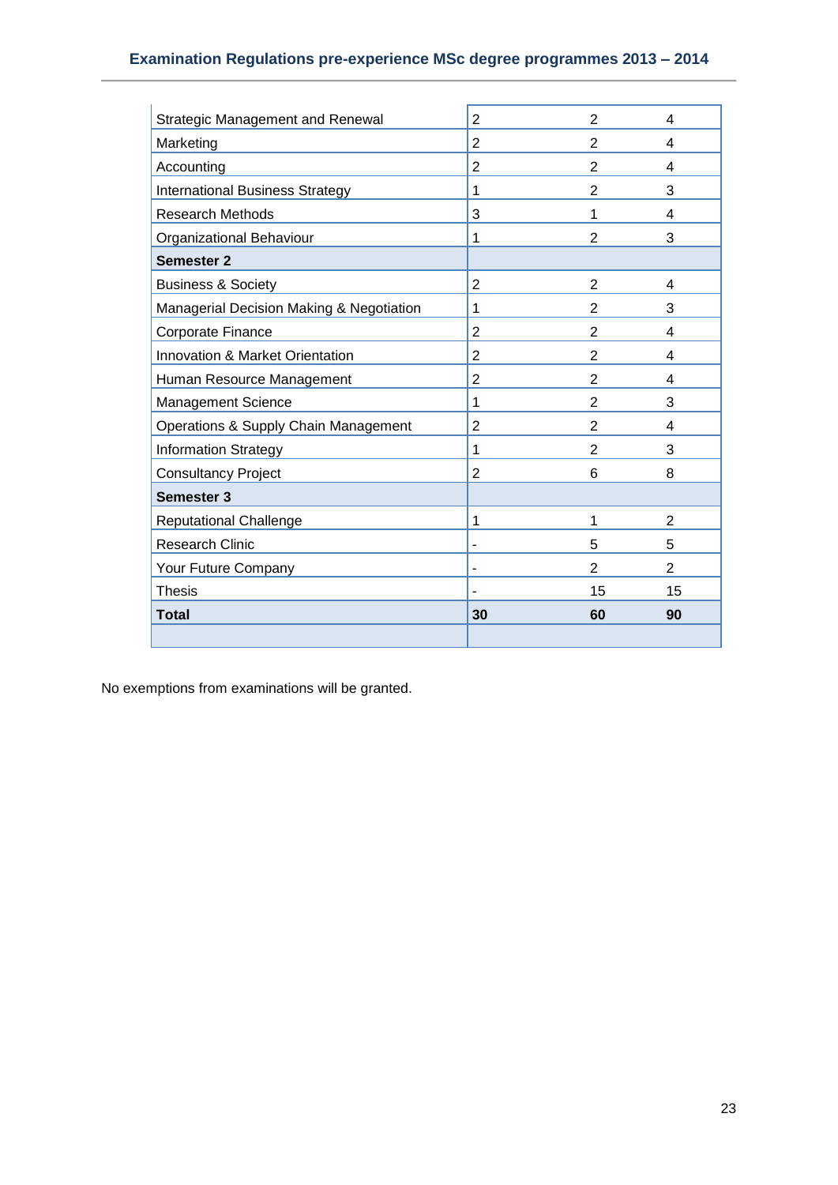| | | | |
|---|---|---|---|
| Strategic Management and Renewal | 2 | 2 | 4 |
| Marketing | 2 | 2 | 4 |
| Accounting | 2 | 2 | 4 |
| International Business Strategy | 1 | 2 | 3 |
| Research Methods | 3 | 1 | 4 |
| Organizational Behaviour | 1 | 2 | 3 |
| **Semester 2** | | | |
| Business & Society | 2 | 2 | 4 |
| Managerial Decision Making & Negotiation | 1 | 2 | 3 |
| Corporate Finance | 2 | 2 | 4 |
| Innovation & Market Orientation | 2 | 2 | 4 |
| Human Resource Management | 2 | 2 | 4 |
| Management Science | 1 | 2 | 3 |
| Operations & Supply Chain Management | 2 | 2 | 4 |
| Information Strategy | 1 | 2 | 3 |
| Consultancy Project | 2 | 6 | 8 |
| **Semester 3** | | | |
| Reputational Challenge | 1 | 1 | 2 |
| Research Clinic | - | 5 | 5 |
| Your Future Company | - | 2 | 2 |
| Thesis | - | 15 | 15 |
| **Total** | **30** | **60** | **90** |
| | | | |

No exemptions from examinations will be granted.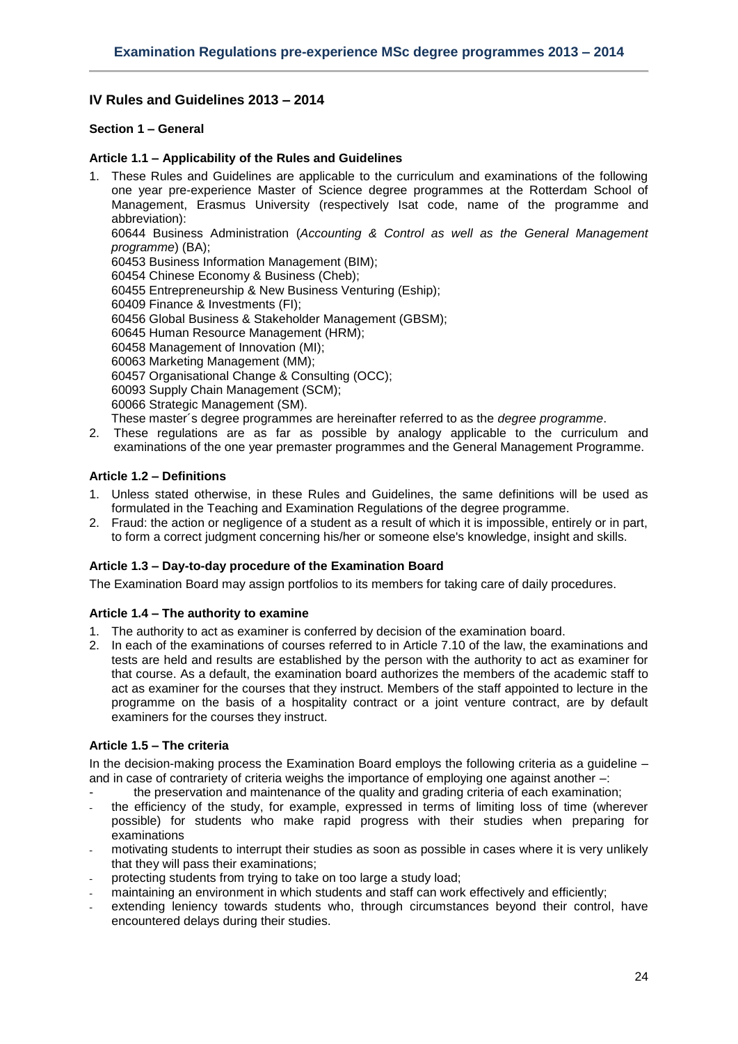## IV Rules and Guidelines 2013 – 2014

### Section 1 – General

#### Article 1.1 – Applicability of the Rules and Guidelines

1. These Rules and Guidelines are applicable to the curriculum and examinations of the following one year pre-experience Master of Science degree programmes at the Rotterdam School of Management, Erasmus University (respectively Isat code, name of the programme and abbreviation):
   60644 Business Administration (*Accounting & Control as well as the General Management programme*) (BA);
   60453 Business Information Management (BIM);
   60454 Chinese Economy & Business (Cheb);
   60455 Entrepreneurship & New Business Venturing (Eship);
   60409 Finance & Investments (FI);
   60456 Global Business & Stakeholder Management (GBSM);
   60645 Human Resource Management (HRM);
   60458 Management of Innovation (MI);
   60063 Marketing Management (MM);
   60457 Organisational Change & Consulting (OCC);
   60093 Supply Chain Management (SCM);
   60066 Strategic Management (SM).
   These master´s degree programmes are hereinafter referred to as the *degree programme*.
2. These regulations are as far as possible by analogy applicable to the curriculum and examinations of the one year premaster programmes and the General Management Programme.

#### Article 1.2 – Definitions

1. Unless stated otherwise, in these Rules and Guidelines, the same definitions will be used as formulated in the Teaching and Examination Regulations of the degree programme.
2. Fraud: the action or negligence of a student as a result of which it is impossible, entirely or in part, to form a correct judgment concerning his/her or someone else's knowledge, insight and skills.

#### Article 1.3 – Day-to-day procedure of the Examination Board

The Examination Board may assign portfolios to its members for taking care of daily procedures.

#### Article 1.4 – The authority to examine

1. The authority to act as examiner is conferred by decision of the examination board.
2. In each of the examinations of courses referred to in Article 7.10 of the law, the examinations and tests are held and results are established by the person with the authority to act as examiner for that course. As a default, the examination board authorizes the members of the academic staff to act as examiner for the courses that they instruct. Members of the staff appointed to lecture in the programme on the basis of a hospitality contract or a joint venture contract, are by default examiners for the courses they instruct.

#### Article 1.5 – The criteria

In the decision-making process the Examination Board employs the following criteria as a guideline – and in case of contrariety of criteria weighs the importance of employing one against another –:

- the preservation and maintenance of the quality and grading criteria of each examination;
- the efficiency of the study, for example, expressed in terms of limiting loss of time (wherever possible) for students who make rapid progress with their studies when preparing for examinations
- motivating students to interrupt their studies as soon as possible in cases where it is very unlikely that they will pass their examinations;
- protecting students from trying to take on too large a study load;
- maintaining an environment in which students and staff can work effectively and efficiently;
- extending leniency towards students who, through circumstances beyond their control, have encountered delays during their studies.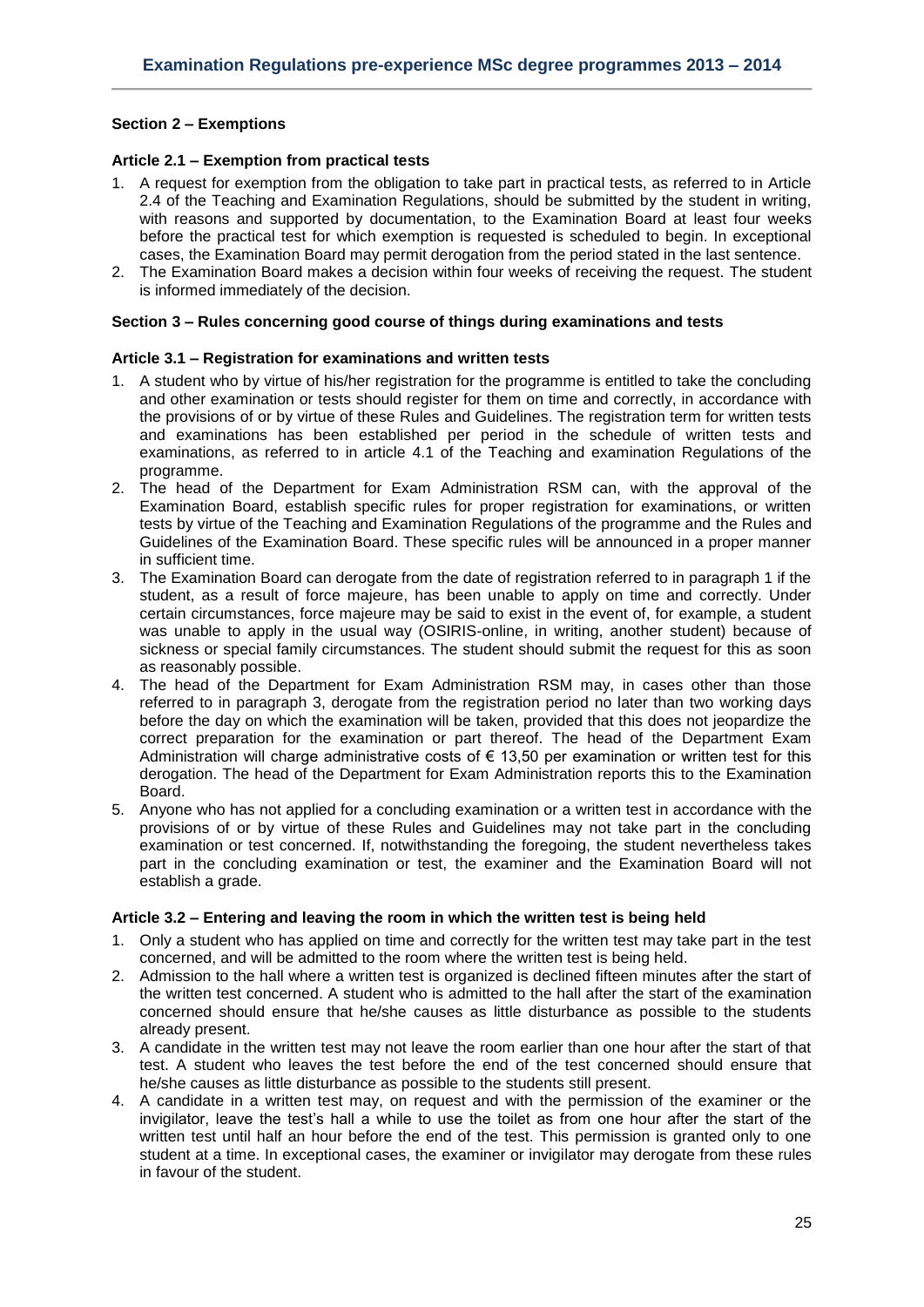### Section 2 – Exemptions

#### Article 2.1 – Exemption from practical tests

1. A request for exemption from the obligation to take part in practical tests, as referred to in Article 2.4 of the Teaching and Examination Regulations, should be submitted by the student in writing, with reasons and supported by documentation, to the Examination Board at least four weeks before the practical test for which exemption is requested is scheduled to begin. In exceptional cases, the Examination Board may permit derogation from the period stated in the last sentence.
2. The Examination Board makes a decision within four weeks of receiving the request. The student is informed immediately of the decision.

### Section 3 – Rules concerning good course of things during examinations and tests

#### Article 3.1 – Registration for examinations and written tests

1. A student who by virtue of his/her registration for the programme is entitled to take the concluding and other examination or tests should register for them on time and correctly, in accordance with the provisions of or by virtue of these Rules and Guidelines. The registration term for written tests and examinations has been established per period in the schedule of written tests and examinations, as referred to in article 4.1 of the Teaching and examination Regulations of the programme.
2. The head of the Department for Exam Administration RSM can, with the approval of the Examination Board, establish specific rules for proper registration for examinations, or written tests by virtue of the Teaching and Examination Regulations of the programme and the Rules and Guidelines of the Examination Board. These specific rules will be announced in a proper manner in sufficient time.
3. The Examination Board can derogate from the date of registration referred to in paragraph 1 if the student, as a result of force majeure, has been unable to apply on time and correctly. Under certain circumstances, force majeure may be said to exist in the event of, for example, a student was unable to apply in the usual way (OSIRIS-online, in writing, another student) because of sickness or special family circumstances. The student should submit the request for this as soon as reasonably possible.
4. The head of the Department for Exam Administration RSM may, in cases other than those referred to in paragraph 3, derogate from the registration period no later than two working days before the day on which the examination will be taken, provided that this does not jeopardize the correct preparation for the examination or part thereof. The head of the Department Exam Administration will charge administrative costs of € 13,50 per examination or written test for this derogation. The head of the Department for Exam Administration reports this to the Examination Board.
5. Anyone who has not applied for a concluding examination or a written test in accordance with the provisions of or by virtue of these Rules and Guidelines may not take part in the concluding examination or test concerned. If, notwithstanding the foregoing, the student nevertheless takes part in the concluding examination or test, the examiner and the Examination Board will not establish a grade.

#### Article 3.2 – Entering and leaving the room in which the written test is being held

1. Only a student who has applied on time and correctly for the written test may take part in the test concerned, and will be admitted to the room where the written test is being held.
2. Admission to the hall where a written test is organized is declined fifteen minutes after the start of the written test concerned. A student who is admitted to the hall after the start of the examination concerned should ensure that he/she causes as little disturbance as possible to the students already present.
3. A candidate in the written test may not leave the room earlier than one hour after the start of that test. A student who leaves the test before the end of the test concerned should ensure that he/she causes as little disturbance as possible to the students still present.
4. A candidate in a written test may, on request and with the permission of the examiner or the invigilator, leave the test's hall a while to use the toilet as from one hour after the start of the written test until half an hour before the end of the test. This permission is granted only to one student at a time. In exceptional cases, the examiner or invigilator may derogate from these rules in favour of the student.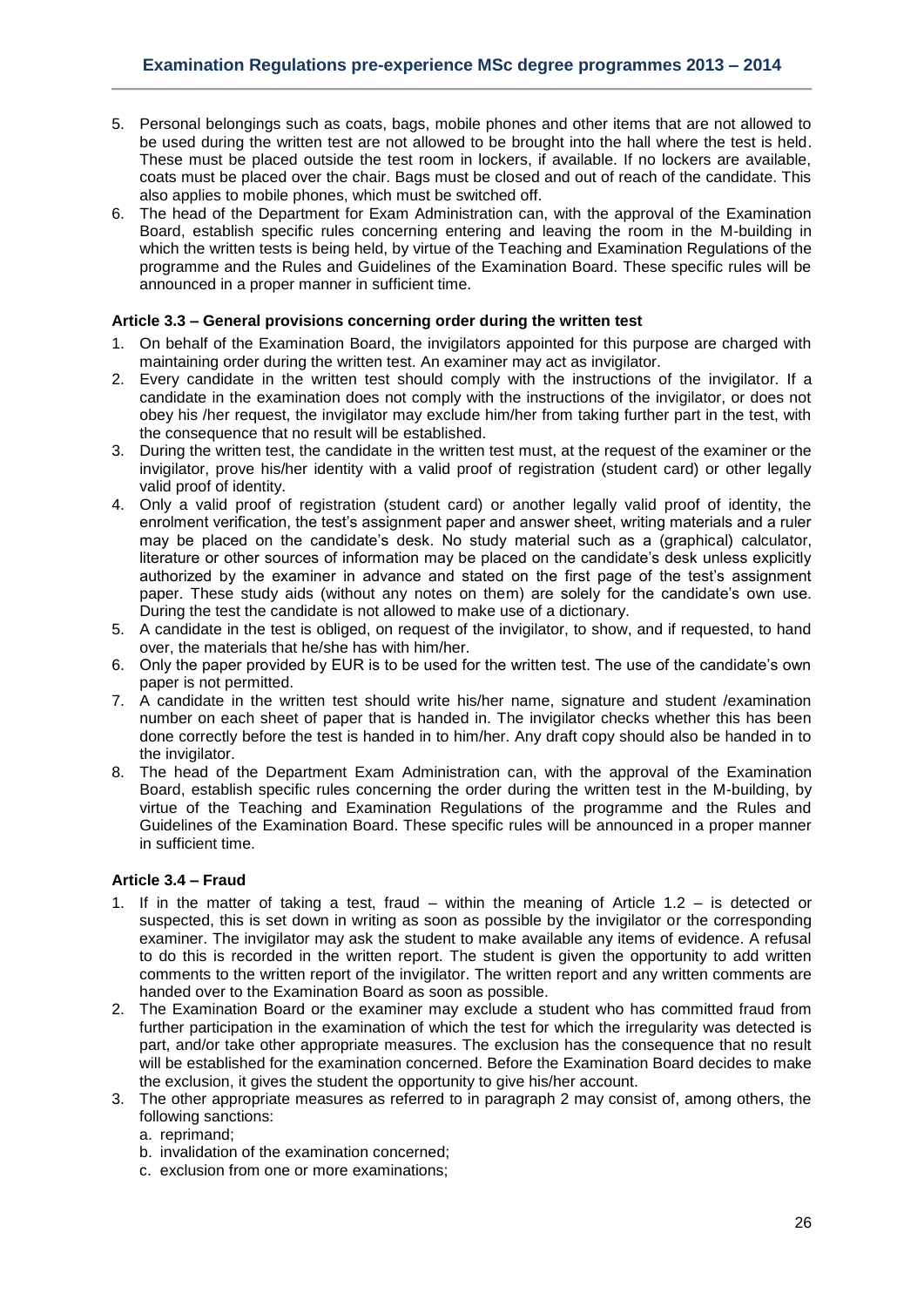5. Personal belongings such as coats, bags, mobile phones and other items that are not allowed to be used during the written test are not allowed to be brought into the hall where the test is held. These must be placed outside the test room in lockers, if available. If no lockers are available, coats must be placed over the chair. Bags must be closed and out of reach of the candidate. This also applies to mobile phones, which must be switched off.
6. The head of the Department for Exam Administration can, with the approval of the Examination Board, establish specific rules concerning entering and leaving the room in the M-building in which the written tests is being held, by virtue of the Teaching and Examination Regulations of the programme and the Rules and Guidelines of the Examination Board. These specific rules will be announced in a proper manner in sufficient time.

#### Article 3.3 – General provisions concerning order during the written test

1. On behalf of the Examination Board, the invigilators appointed for this purpose are charged with maintaining order during the written test. An examiner may act as invigilator.
2. Every candidate in the written test should comply with the instructions of the invigilator. If a candidate in the examination does not comply with the instructions of the invigilator, or does not obey his /her request, the invigilator may exclude him/her from taking further part in the test, with the consequence that no result will be established.
3. During the written test, the candidate in the written test must, at the request of the examiner or the invigilator, prove his/her identity with a valid proof of registration (student card) or other legally valid proof of identity.
4. Only a valid proof of registration (student card) or another legally valid proof of identity, the enrolment verification, the test's assignment paper and answer sheet, writing materials and a ruler may be placed on the candidate's desk. No study material such as a (graphical) calculator, literature or other sources of information may be placed on the candidate's desk unless explicitly authorized by the examiner in advance and stated on the first page of the test's assignment paper. These study aids (without any notes on them) are solely for the candidate's own use. During the test the candidate is not allowed to make use of a dictionary.
5. A candidate in the test is obliged, on request of the invigilator, to show, and if requested, to hand over, the materials that he/she has with him/her.
6. Only the paper provided by EUR is to be used for the written test. The use of the candidate's own paper is not permitted.
7. A candidate in the written test should write his/her name, signature and student /examination number on each sheet of paper that is handed in. The invigilator checks whether this has been done correctly before the test is handed in to him/her. Any draft copy should also be handed in to the invigilator.
8. The head of the Department Exam Administration can, with the approval of the Examination Board, establish specific rules concerning the order during the written test in the M-building, by virtue of the Teaching and Examination Regulations of the programme and the Rules and Guidelines of the Examination Board. These specific rules will be announced in a proper manner in sufficient time.

#### Article 3.4 – Fraud

1. If in the matter of taking a test, fraud – within the meaning of Article 1.2 – is detected or suspected, this is set down in writing as soon as possible by the invigilator or the corresponding examiner. The invigilator may ask the student to make available any items of evidence. A refusal to do this is recorded in the written report. The student is given the opportunity to add written comments to the written report of the invigilator. The written report and any written comments are handed over to the Examination Board as soon as possible.
2. The Examination Board or the examiner may exclude a student who has committed fraud from further participation in the examination of which the test for which the irregularity was detected is part, and/or take other appropriate measures. The exclusion has the consequence that no result will be established for the examination concerned. Before the Examination Board decides to make the exclusion, it gives the student the opportunity to give his/her account.
3. The other appropriate measures as referred to in paragraph 2 may consist of, among others, the following sanctions:
   a. reprimand;
   b. invalidation of the examination concerned;
   c. exclusion from one or more examinations;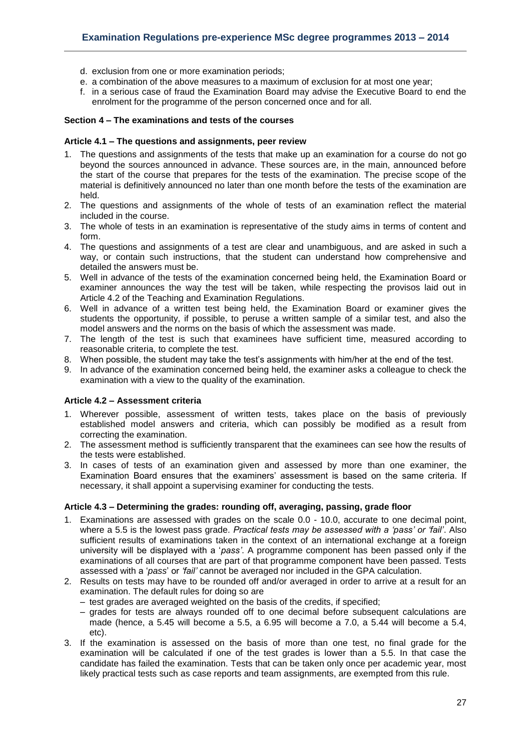d. exclusion from one or more examination periods;
e. a combination of the above measures to a maximum of exclusion for at most one year;
f. in a serious case of fraud the Examination Board may advise the Executive Board to end the enrolment for the programme of the person concerned once and for all.

**Section 4 – The examinations and tests of the courses**

**Article 4.1 – The questions and assignments, peer review**

1. The questions and assignments of the tests that make up an examination for a course do not go beyond the sources announced in advance. These sources are, in the main, announced before the start of the course that prepares for the tests of the examination. The precise scope of the material is definitively announced no later than one month before the tests of the examination are held.
2. The questions and assignments of the whole of tests of an examination reflect the material included in the course.
3. The whole of tests in an examination is representative of the study aims in terms of content and form.
4. The questions and assignments of a test are clear and unambiguous, and are asked in such a way, or contain such instructions, that the student can understand how comprehensive and detailed the answers must be.
5. Well in advance of the tests of the examination concerned being held, the Examination Board or examiner announces the way the test will be taken, while respecting the provisos laid out in Article 4.2 of the Teaching and Examination Regulations.
6. Well in advance of a written test being held, the Examination Board or examiner gives the students the opportunity, if possible, to peruse a written sample of a similar test, and also the model answers and the norms on the basis of which the assessment was made.
7. The length of the test is such that examinees have sufficient time, measured according to reasonable criteria, to complete the test.
8. When possible, the student may take the test's assignments with him/her at the end of the test.
9. In advance of the examination concerned being held, the examiner asks a colleague to check the examination with a view to the quality of the examination.

**Article 4.2 – Assessment criteria**

1. Wherever possible, assessment of written tests, takes place on the basis of previously established model answers and criteria, which can possibly be modified as a result from correcting the examination.
2. The assessment method is sufficiently transparent that the examinees can see how the results of the tests were established.
3. In cases of tests of an examination given and assessed by more than one examiner, the Examination Board ensures that the examiners' assessment is based on the same criteria. If necessary, it shall appoint a supervising examiner for conducting the tests.

**Article 4.3 – Determining the grades: rounding off, averaging, passing, grade floor**

1. Examinations are assessed with grades on the scale 0.0 - 10.0, accurate to one decimal point, where a 5.5 is the lowest pass grade. *Practical tests may be assessed with a 'pass' or 'fail'*. Also sufficient results of examinations taken in the context of an international exchange at a foreign university will be displayed with a '*pass'*. A programme component has been passed only if the examinations of all courses that are part of that programme component have been passed. Tests assessed with a '*pass*' or *'fail'* cannot be averaged nor included in the GPA calculation.
2. Results on tests may have to be rounded off and/or averaged in order to arrive at a result for an examination. The default rules for doing so are
   – test grades are averaged weighted on the basis of the credits, if specified;
   – grades for tests are always rounded off to one decimal before subsequent calculations are made (hence, a 5.45 will become a 5.5, a 6.95 will become a 7.0, a 5.44 will become a 5.4, etc).
3. If the examination is assessed on the basis of more than one test, no final grade for the examination will be calculated if one of the test grades is lower than a 5.5. In that case the candidate has failed the examination. Tests that can be taken only once per academic year, most likely practical tests such as case reports and team assignments, are exempted from this rule.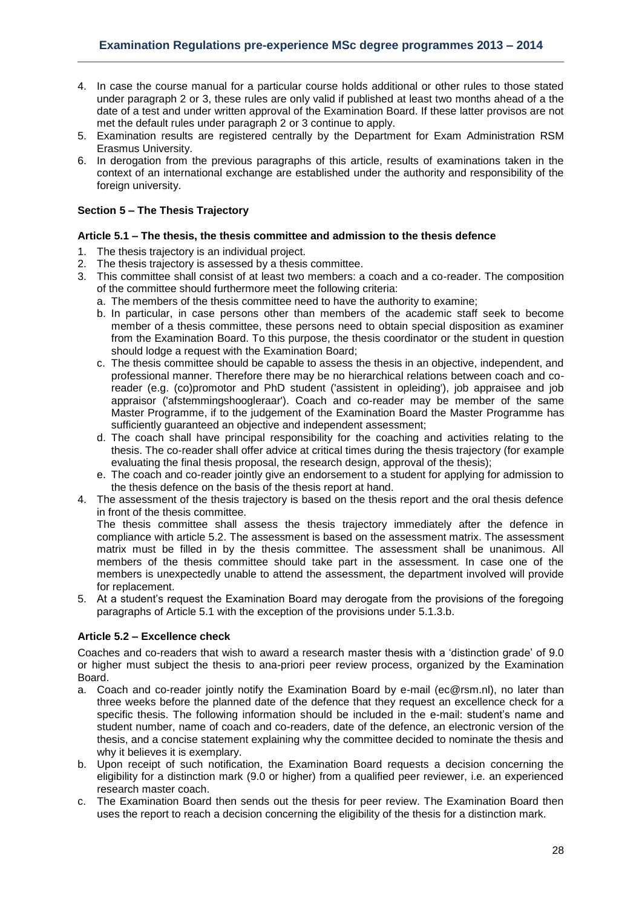4. In case the course manual for a particular course holds additional or other rules to those stated under paragraph 2 or 3, these rules are only valid if published at least two months ahead of a the date of a test and under written approval of the Examination Board. If these latter provisos are not met the default rules under paragraph 2 or 3 continue to apply.
5. Examination results are registered centrally by the Department for Exam Administration RSM Erasmus University.
6. In derogation from the previous paragraphs of this article, results of examinations taken in the context of an international exchange are established under the authority and responsibility of the foreign university.

### Section 5 – The Thesis Trajectory

#### Article 5.1 – The thesis, the thesis committee and admission to the thesis defence

1. The thesis trajectory is an individual project.
2. The thesis trajectory is assessed by a thesis committee.
3. This committee shall consist of at least two members: a coach and a co-reader. The composition of the committee should furthermore meet the following criteria:
   a. The members of the thesis committee need to have the authority to examine;
   b. In particular, in case persons other than members of the academic staff seek to become member of a thesis committee, these persons need to obtain special disposition as examiner from the Examination Board. To this purpose, the thesis coordinator or the student in question should lodge a request with the Examination Board;
   c. The thesis committee should be capable to assess the thesis in an objective, independent, and professional manner. Therefore there may be no hierarchical relations between coach and co-reader (e.g. (co)promotor and PhD student ('assistent in opleiding'), job appraisee and job appraisor ('afstemmingshoogleraar'). Coach and co-reader may be member of the same Master Programme, if to the judgement of the Examination Board the Master Programme has sufficiently guaranteed an objective and independent assessment;
   d. The coach shall have principal responsibility for the coaching and activities relating to the thesis. The co-reader shall offer advice at critical times during the thesis trajectory (for example evaluating the final thesis proposal, the research design, approval of the thesis);
   e. The coach and co-reader jointly give an endorsement to a student for applying for admission to the thesis defence on the basis of the thesis report at hand.
4. The assessment of the thesis trajectory is based on the thesis report and the oral thesis defence in front of the thesis committee.
   The thesis committee shall assess the thesis trajectory immediately after the defence in compliance with article 5.2. The assessment is based on the assessment matrix. The assessment matrix must be filled in by the thesis committee. The assessment shall be unanimous. All members of the thesis committee should take part in the assessment. In case one of the members is unexpectedly unable to attend the assessment, the department involved will provide for replacement.
5. At a student's request the Examination Board may derogate from the provisions of the foregoing paragraphs of Article 5.1 with the exception of the provisions under 5.1.3.b.

#### Article 5.2 – Excellence check

Coaches and co-readers that wish to award a research master thesis with a 'distinction grade' of 9.0 or higher must subject the thesis to ana-priori peer review process, organized by the Examination Board.

a. Coach and co-reader jointly notify the Examination Board by e-mail (ec@rsm.nl), no later than three weeks before the planned date of the defence that they request an excellence check for a specific thesis. The following information should be included in the e-mail: student's name and student number, name of coach and co-readers, date of the defence, an electronic version of the thesis, and a concise statement explaining why the committee decided to nominate the thesis and why it believes it is exemplary.
b. Upon receipt of such notification, the Examination Board requests a decision concerning the eligibility for a distinction mark (9.0 or higher) from a qualified peer reviewer, i.e. an experienced research master coach.
c. The Examination Board then sends out the thesis for peer review. The Examination Board then uses the report to reach a decision concerning the eligibility of the thesis for a distinction mark.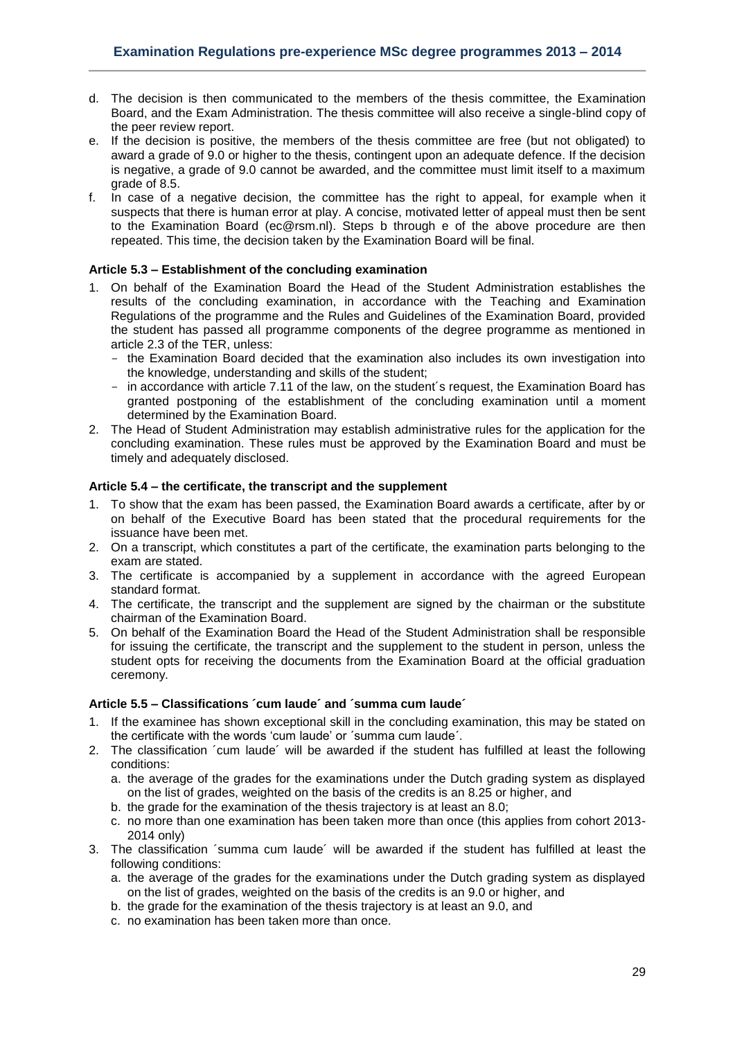d. The decision is then communicated to the members of the thesis committee, the Examination Board, and the Exam Administration. The thesis committee will also receive a single-blind copy of the peer review report.
e. If the decision is positive, the members of the thesis committee are free (but not obligated) to award a grade of 9.0 or higher to the thesis, contingent upon an adequate defence. If the decision is negative, a grade of 9.0 cannot be awarded, and the committee must limit itself to a maximum grade of 8.5.
f. In case of a negative decision, the committee has the right to appeal, for example when it suspects that there is human error at play. A concise, motivated letter of appeal must then be sent to the Examination Board (ec@rsm.nl). Steps b through e of the above procedure are then repeated. This time, the decision taken by the Examination Board will be final.

#### Article 5.3 – Establishment of the concluding examination

1. On behalf of the Examination Board the Head of the Student Administration establishes the results of the concluding examination, in accordance with the Teaching and Examination Regulations of the programme and the Rules and Guidelines of the Examination Board, provided the student has passed all programme components of the degree programme as mentioned in article 2.3 of the TER, unless:
   - the Examination Board decided that the examination also includes its own investigation into the knowledge, understanding and skills of the student;
   - in accordance with article 7.11 of the law, on the student´s request, the Examination Board has granted postponing of the establishment of the concluding examination until a moment determined by the Examination Board.
2. The Head of Student Administration may establish administrative rules for the application for the concluding examination. These rules must be approved by the Examination Board and must be timely and adequately disclosed.

#### Article 5.4 – the certificate, the transcript and the supplement

1. To show that the exam has been passed, the Examination Board awards a certificate, after by or on behalf of the Executive Board has been stated that the procedural requirements for the issuance have been met.
2. On a transcript, which constitutes a part of the certificate, the examination parts belonging to the exam are stated.
3. The certificate is accompanied by a supplement in accordance with the agreed European standard format.
4. The certificate, the transcript and the supplement are signed by the chairman or the substitute chairman of the Examination Board.
5. On behalf of the Examination Board the Head of the Student Administration shall be responsible for issuing the certificate, the transcript and the supplement to the student in person, unless the student opts for receiving the documents from the Examination Board at the official graduation ceremony.

#### Article 5.5 – Classifications ´cum laude´ and ´summa cum laude´

1. If the examinee has shown exceptional skill in the concluding examination, this may be stated on the certificate with the words 'cum laude' or ´summa cum laude´.
2. The classification ´cum laude´ will be awarded if the student has fulfilled at least the following conditions:
   a. the average of the grades for the examinations under the Dutch grading system as displayed on the list of grades, weighted on the basis of the credits is an 8.25 or higher, and
   b. the grade for the examination of the thesis trajectory is at least an 8.0;
   c. no more than one examination has been taken more than once (this applies from cohort 2013-2014 only)
3. The classification ´summa cum laude´ will be awarded if the student has fulfilled at least the following conditions:
   a. the average of the grades for the examinations under the Dutch grading system as displayed on the list of grades, weighted on the basis of the credits is an 9.0 or higher, and
   b. the grade for the examination of the thesis trajectory is at least an 9.0, and
   c. no examination has been taken more than once.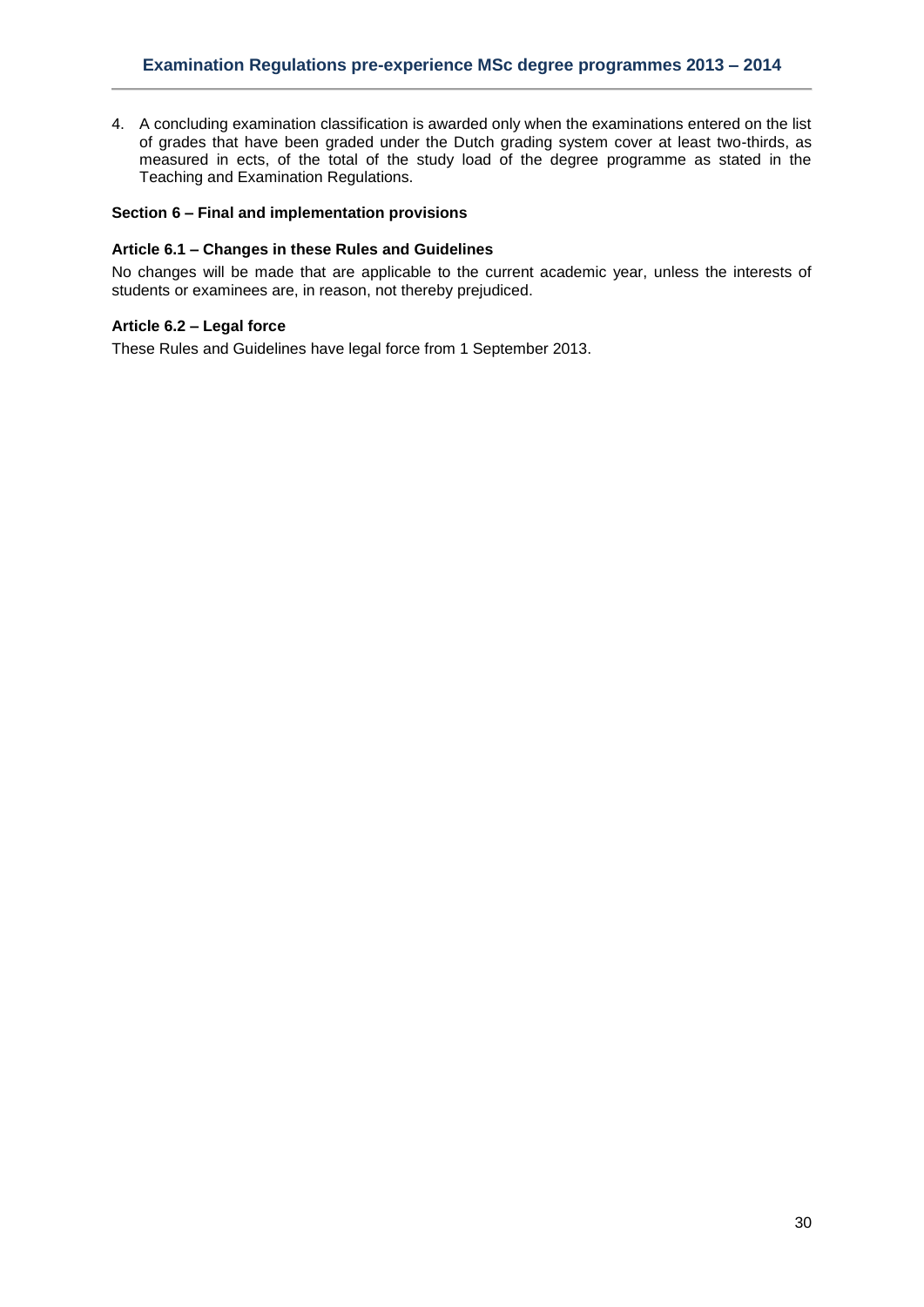4. A concluding examination classification is awarded only when the examinations entered on the list of grades that have been graded under the Dutch grading system cover at least two-thirds, as measured in ects, of the total of the study load of the degree programme as stated in the Teaching and Examination Regulations.

## Section 6 – Final and implementation provisions

### Article 6.1 – Changes in these Rules and Guidelines

No changes will be made that are applicable to the current academic year, unless the interests of students or examinees are, in reason, not thereby prejudiced.

### Article 6.2 – Legal force

These Rules and Guidelines have legal force from 1 September 2013.